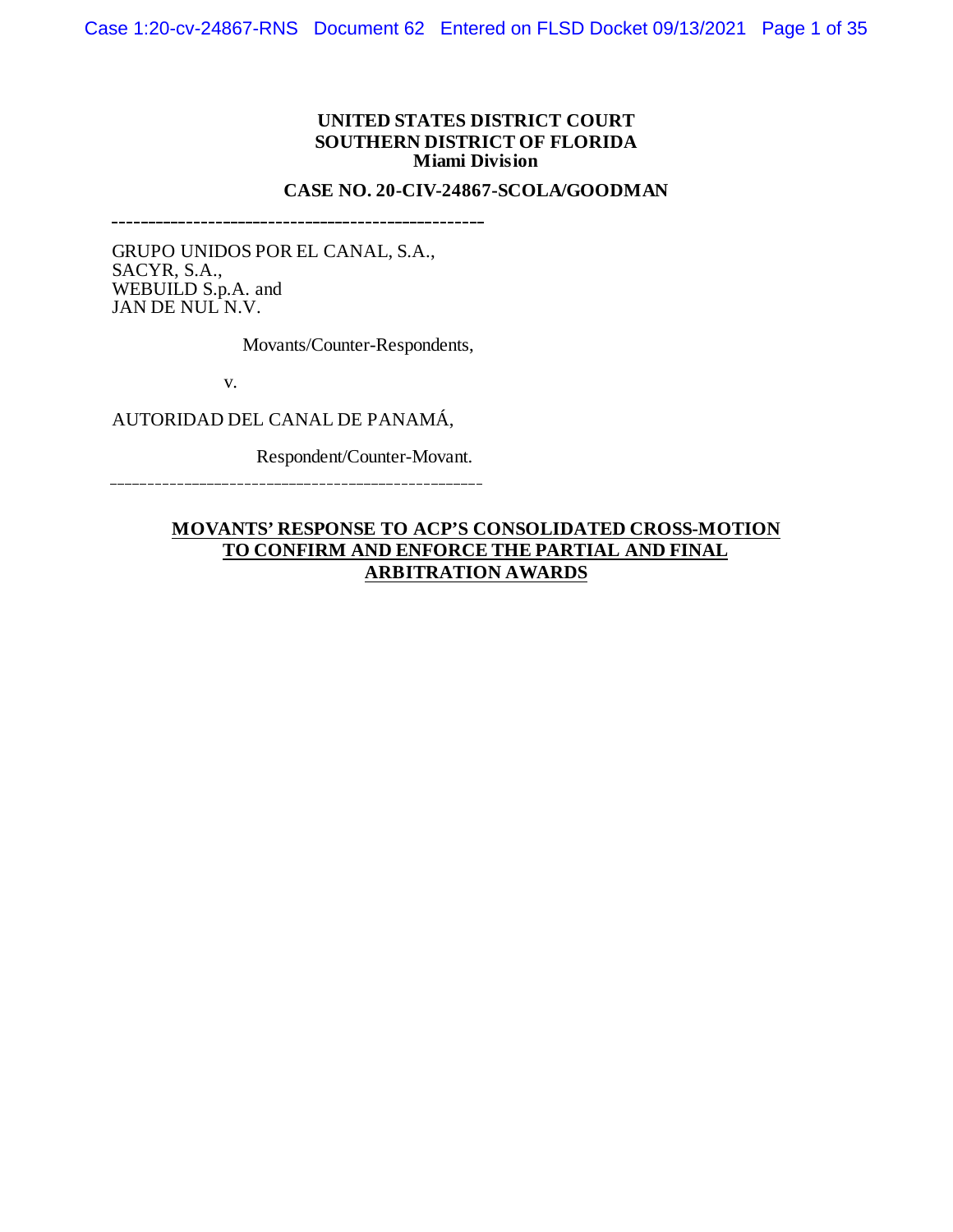**UNITED STATES DISTRICT COURT**
**SOUTHERN DISTRICT OF FLORIDA**
**Miami Division**

**CASE NO. 20-CIV-24867-SCOLA/GOODMAN**

---

GRUPO UNIDOS POR EL CANAL, S.A.,
SACYR, S.A.,
WEBUILD S.p.A. and
JAN DE NUL N.V.

Movants/Counter-Respondents,

v.

AUTORIDAD DEL CANAL DE PANAMÁ,

Respondent/Counter-Movant.

---

# MOVANTS' RESPONSE TO ACP'S CONSOLIDATED CROSS-MOTION TO CONFIRM AND ENFORCE THE PARTIAL AND FINAL ARBITRATION AWARDS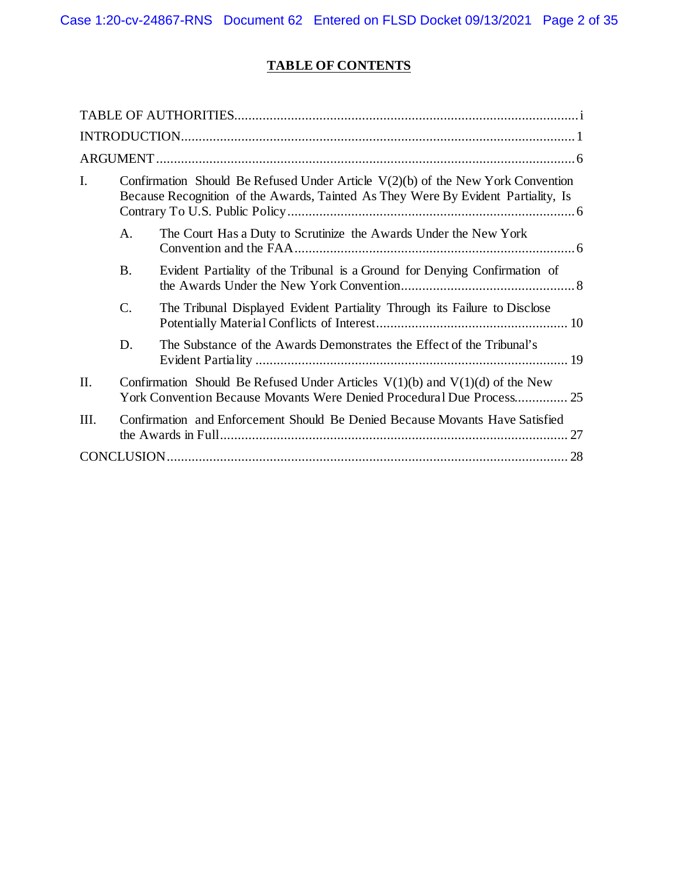# TABLE OF CONTENTS

TABLE OF AUTHORITIES.....i

INTRODUCTION.....1

ARGUMENT.....6

I. Confirmation Should Be Refused Under Article V(2)(b) of the New York Convention Because Recognition of the Awards, Tainted As They Were By Evident Partiality, Is Contrary To U.S. Public Policy.....6

  A. The Court Has a Duty to Scrutinize the Awards Under the New York Convention and the FAA.....6

  B. Evident Partiality of the Tribunal is a Ground for Denying Confirmation of the Awards Under the New York Convention.....8

  C. The Tribunal Displayed Evident Partiality Through its Failure to Disclose Potentially Material Conflicts of Interest.....10

  D. The Substance of the Awards Demonstrates the Effect of the Tribunal's Evident Partiality.....19

II. Confirmation Should Be Refused Under Articles V(1)(b) and V(1)(d) of the New York Convention Because Movants Were Denied Procedural Due Process.....25

III. Confirmation and Enforcement Should Be Denied Because Movants Have Satisfied the Awards in Full.....27

CONCLUSION.....28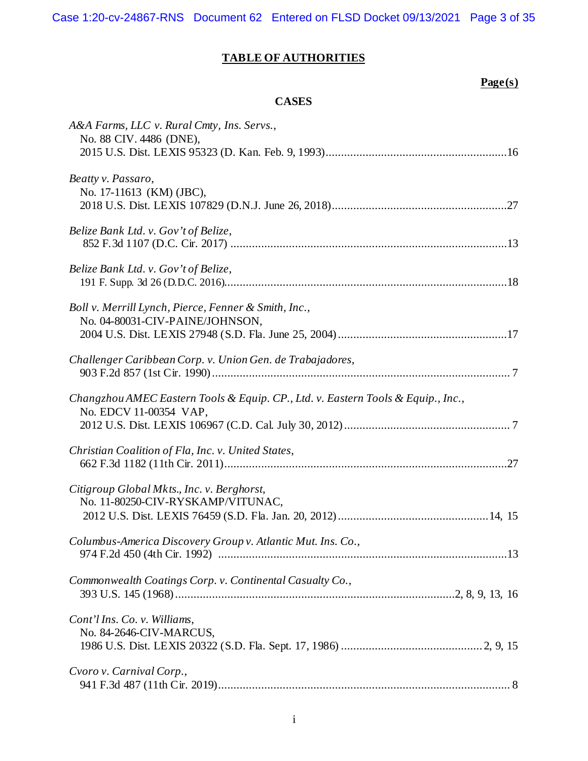# TABLE OF AUTHORITIES

**Page(s)**

## CASES

*A&A Farms, LLC v. Rural Cmty, Ins. Servs.*,
No. 88 CIV. 4486 (DNE),
2015 U.S. Dist. LEXIS 95323 (D. Kan. Feb. 9, 1993) ............ 16

*Beatty v. Passaro*,
No. 17-11613 (KM) (JBC),
2018 U.S. Dist. LEXIS 107829 (D.N.J. June 26, 2018) ............ 27

*Belize Bank Ltd. v. Gov't of Belize*,
852 F.3d 1107 (D.C. Cir. 2017) ............ 13

*Belize Bank Ltd. v. Gov't of Belize*,
191 F. Supp. 3d 26 (D.D.C. 2016) ............ 18

*Boll v. Merrill Lynch, Pierce, Fenner & Smith, Inc.*,
No. 04-80031-CIV-PAINE/JOHNSON,
2004 U.S. Dist. LEXIS 27948 (S.D. Fla. June 25, 2004) ............ 17

*Challenger Caribbean Corp. v. Union Gen. de Trabajadores*,
903 F.2d 857 (1st Cir. 1990) ............ 7

*Changzhou AMEC Eastern Tools & Equip. CP., Ltd. v. Eastern Tools & Equip., Inc.*,
No. EDCV 11-00354 VAP,
2012 U.S. Dist. LEXIS 106967 (C.D. Cal. July 30, 2012) ............ 7

*Christian Coalition of Fla, Inc. v. United States*,
662 F.3d 1182 (11th Cir. 2011) ............ 27

*Citigroup Global Mkts., Inc. v. Berghorst*,
No. 11-80250-CIV-RYSKAMP/VITUNAC,
2012 U.S. Dist. LEXIS 76459 (S.D. Fla. Jan. 20, 2012) ............ 14, 15

*Columbus-America Discovery Group v. Atlantic Mut. Ins. Co.*,
974 F.2d 450 (4th Cir. 1992) ............ 13

*Commonwealth Coatings Corp. v. Continental Casualty Co.*,
393 U.S. 145 (1968) ............ 2, 8, 9, 13, 16

*Cont'l Ins. Co. v. Williams*,
No. 84-2646-CIV-MARCUS,
1986 U.S. Dist. LEXIS 20322 (S.D. Fla. Sept. 17, 1986) ............ 2, 9, 15

*Cvoro v. Carnival Corp.*,
941 F.3d 487 (11th Cir. 2019) ............ 8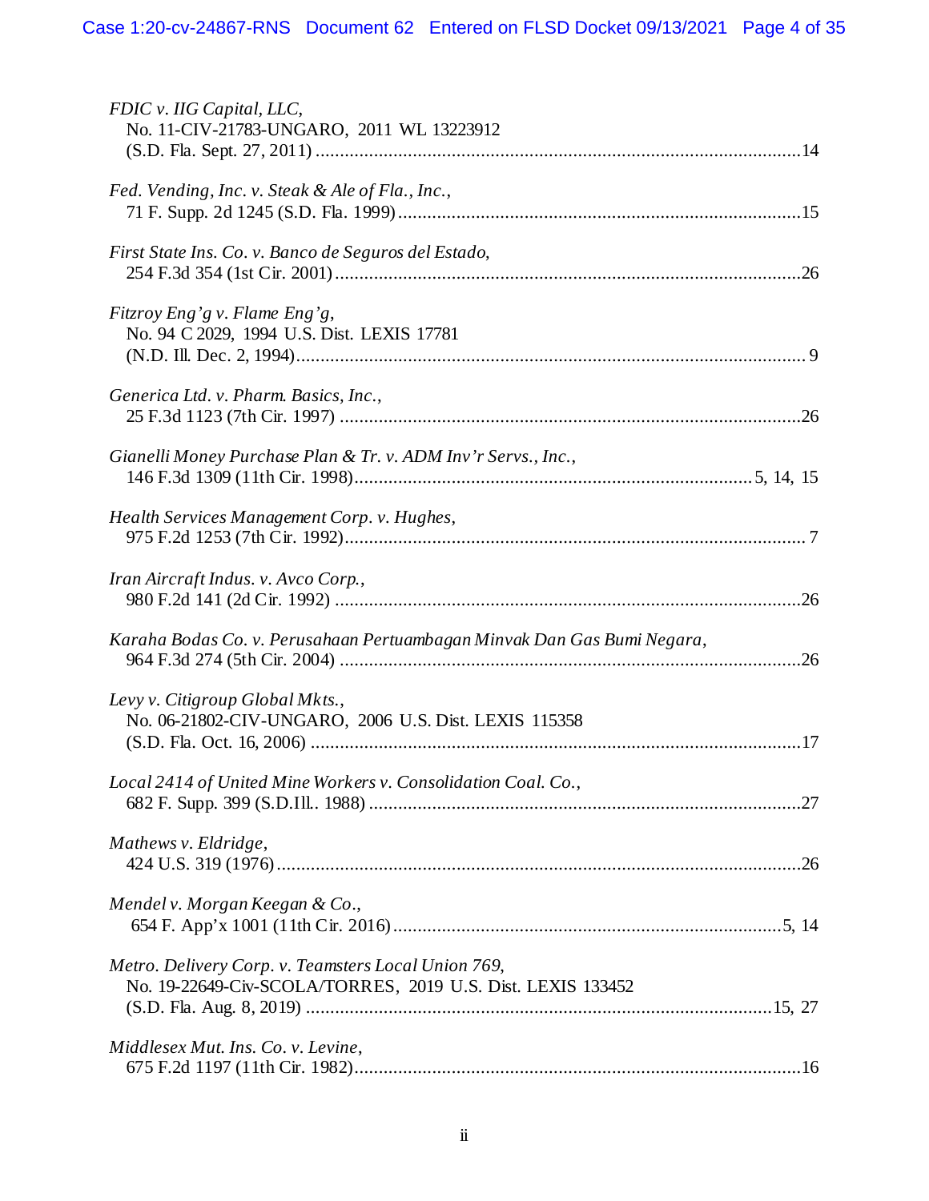*FDIC v. IIG Capital, LLC*,
No. 11-CIV-21783-UNGARO, 2011 WL 13223912
(S.D. Fla. Sept. 27, 2011) ....................................................................................................14

*Fed. Vending, Inc. v. Steak & Ale of Fla., Inc.*,
71 F. Supp. 2d 1245 (S.D. Fla. 1999) ..................................................................................15

*First State Ins. Co. v. Banco de Seguros del Estado*,
254 F.3d 354 (1st Cir. 2001) ................................................................................................26

*Fitzroy Eng'g v. Flame Eng'g*,
No. 94 C 2029, 1994 U.S. Dist. LEXIS 17781
(N.D. Ill. Dec. 2, 1994).......................................................................................................... 9

*Generica Ltd. v. Pharm. Basics, Inc.*,
25 F.3d 1123 (7th Cir. 1997) ...............................................................................................26

*Gianelli Money Purchase Plan & Tr. v. ADM Inv'r Servs., Inc.*,
146 F.3d 1309 (11th Cir. 1998).................................................................................5, 14, 15

*Health Services Management Corp. v. Hughes*,
975 F.2d 1253 (7th Cir. 1992)............................................................................................... 7

*Iran Aircraft Indus. v. Avco Corp.*,
980 F.2d 141 (2d Cir. 1992) ................................................................................................26

*Karaha Bodas Co. v. Perusahaan Pertuambagan Minvak Dan Gas Bumi Negara*,
964 F.3d 274 (5th Cir. 2004) ...............................................................................................26

*Levy v. Citigroup Global Mkts.*,
No. 06-21802-CIV-UNGARO, 2006 U.S. Dist. LEXIS 115358
(S.D. Fla. Oct. 16, 2006) .....................................................................................................17

*Local 2414 of United Mine Workers v. Consolidation Coal. Co.*,
682 F. Supp. 399 (S.D.Ill.. 1988) .........................................................................................27

*Mathews v. Eldridge*,
424 U.S. 319 (1976)...........................................................................................................26

*Mendel v. Morgan Keegan & Co.*,
654 F. App'x 1001 (11th Cir. 2016)................................................................................5, 14

*Metro. Delivery Corp. v. Teamsters Local Union 769*,
No. 19-22649-Civ-SCOLA/TORRES, 2019 U.S. Dist. LEXIS 133452
(S.D. Fla. Aug. 8, 2019) ................................................................................................15, 27

*Middlesex Mut. Ins. Co. v. Levine*,
675 F.2d 1197 (11th Cir. 1982)...........................................................................................16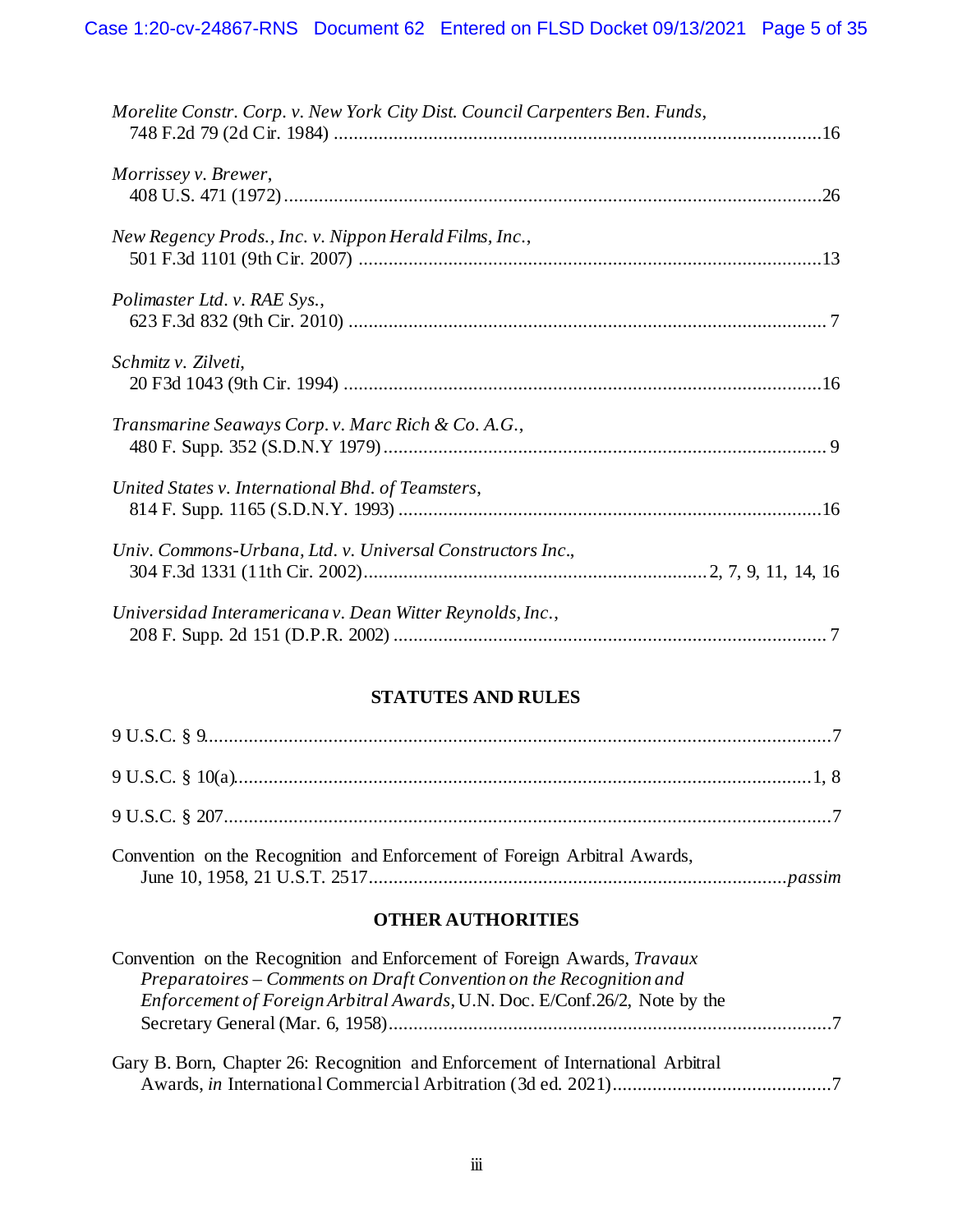*Morelite Constr. Corp. v. New York City Dist. Council Carpenters Ben. Funds*,
748 F.2d 79 (2d Cir. 1984) ..................................................................................................16

*Morrissey v. Brewer*,
408 U.S. 471 (1972)...........................................................................................................26

*New Regency Prods., Inc. v. Nippon Herald Films, Inc.*,
501 F.3d 1101 (9th Cir. 2007) ............................................................................................13

*Polimaster Ltd. v. RAE Sys.*,
623 F.3d 832 (9th Cir. 2010) ............................................................................................... 7

*Schmitz v. Zilveti*,
20 F3d 1043 (9th Cir. 1994) ...............................................................................................16

*Transmarine Seaways Corp. v. Marc Rich & Co. A.G.*,
480 F. Supp. 352 (S.D.N.Y 1979)........................................................................................ 9

*United States v. International Bhd. of Teamsters*,
814 F. Supp. 1165 (S.D.N.Y. 1993) ....................................................................................16

*Univ. Commons-Urbana, Ltd. v. Universal Constructors Inc.*,
304 F.3d 1331 (11th Cir. 2002)....................................................................2, 7, 9, 11, 14, 16

*Universidad Interamericana v. Dean Witter Reynolds, Inc.*,
208 F. Supp. 2d 151 (D.P.R. 2002) ...................................................................................... 7

## STATUTES AND RULES

9 U.S.C. § 9.............................................................................................................................7

9 U.S.C. § 10(a)....................................................................................................................1, 8

9 U.S.C. § 207.........................................................................................................................7

Convention on the Recognition and Enforcement of Foreign Arbitral Awards,
June 10, 1958, 21 U.S.T. 2517...................................................................................*passim*

## OTHER AUTHORITIES

Convention on the Recognition and Enforcement of Foreign Awards, *Travaux Preparatoires – Comments on Draft Convention on the Recognition and Enforcement of Foreign Arbitral Awards*, U.N. Doc. E/Conf.26/2, Note by the Secretary General (Mar. 6, 1958).........................................................................................7

Gary B. Born, Chapter 26: Recognition and Enforcement of International Arbitral Awards, *in* International Commercial Arbitration (3d ed. 2021)...........................................7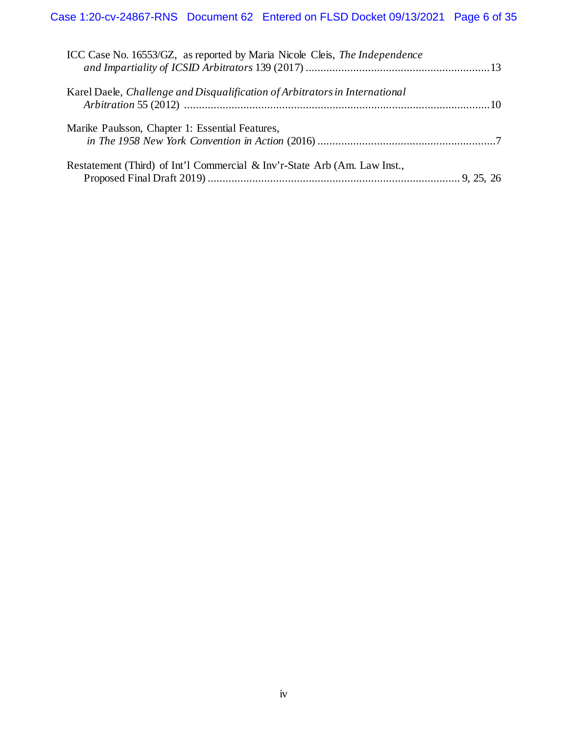ICC Case No. 16553/GZ, as reported by Maria Nicole Cleis, *The Independence and Impartiality of ICSID Arbitrators* 139 (2017) ............................................................. 13

Karel Daele, *Challenge and Disqualification of Arbitrators in International Arbitration* 55 (2012) ........................................................................................................ 10

Marike Paulsson, Chapter 1: Essential Features, *in The 1958 New York Convention in Action* (2016) ............................................................ 7

Restatement (Third) of Int'l Commercial & Inv'r-State Arb (Am. Law Inst., Proposed Final Draft 2019) ..................................................................................... 9, 25, 26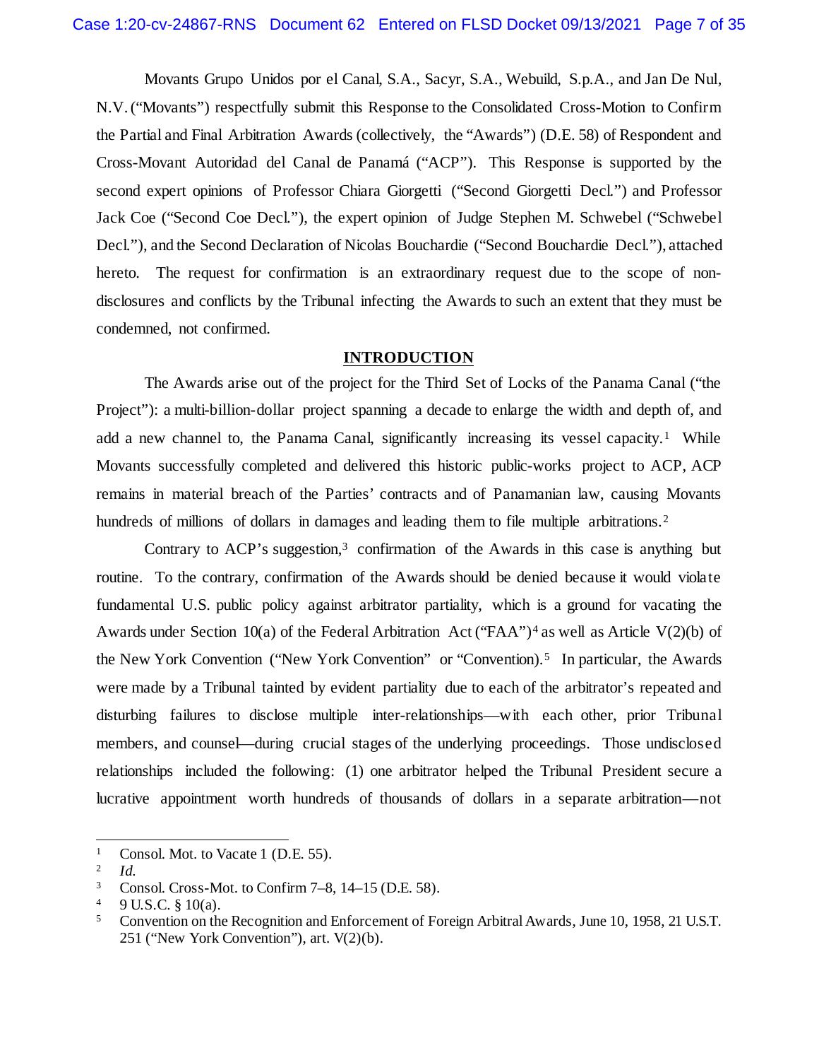Movants Grupo Unidos por el Canal, S.A., Sacyr, S.A., Webuild, S.p.A., and Jan De Nul, N.V. ("Movants") respectfully submit this Response to the Consolidated Cross-Motion to Confirm the Partial and Final Arbitration Awards (collectively, the "Awards") (D.E. 58) of Respondent and Cross-Movant Autoridad del Canal de Panamá ("ACP"). This Response is supported by the second expert opinions of Professor Chiara Giorgetti ("Second Giorgetti Decl.") and Professor Jack Coe ("Second Coe Decl."), the expert opinion of Judge Stephen M. Schwebel ("Schwebel Decl."), and the Second Declaration of Nicolas Bouchardie ("Second Bouchardie Decl."), attached hereto. The request for confirmation is an extraordinary request due to the scope of non-disclosures and conflicts by the Tribunal infecting the Awards to such an extent that they must be condemned, not confirmed.

## INTRODUCTION

The Awards arise out of the project for the Third Set of Locks of the Panama Canal ("the Project"): a multi-billion-dollar project spanning a decade to enlarge the width and depth of, and add a new channel to, the Panama Canal, significantly increasing its vessel capacity.[1] While Movants successfully completed and delivered this historic public-works project to ACP, ACP remains in material breach of the Parties' contracts and of Panamanian law, causing Movants hundreds of millions of dollars in damages and leading them to file multiple arbitrations.[2]

Contrary to ACP's suggestion,[3] confirmation of the Awards in this case is anything but routine. To the contrary, confirmation of the Awards should be denied because it would violate fundamental U.S. public policy against arbitrator partiality, which is a ground for vacating the Awards under Section 10(a) of the Federal Arbitration Act ("FAA")[4] as well as Article V(2)(b) of the New York Convention ("New York Convention" or "Convention).[5] In particular, the Awards were made by a Tribunal tainted by evident partiality due to each of the arbitrator's repeated and disturbing failures to disclose multiple inter-relationships—with each other, prior Tribunal members, and counsel—during crucial stages of the underlying proceedings. Those undisclosed relationships included the following: (1) one arbitrator helped the Tribunal President secure a lucrative appointment worth hundreds of thousands of dollars in a separate arbitration—not

---

[1] Consol. Mot. to Vacate 1 (D.E. 55).

[2] *Id.*

[3] Consol. Cross-Mot. to Confirm 7–8, 14–15 (D.E. 58).

[4] 9 U.S.C. § 10(a).

[5] Convention on the Recognition and Enforcement of Foreign Arbitral Awards, June 10, 1958, 21 U.S.T. 251 ("New York Convention"), art. V(2)(b).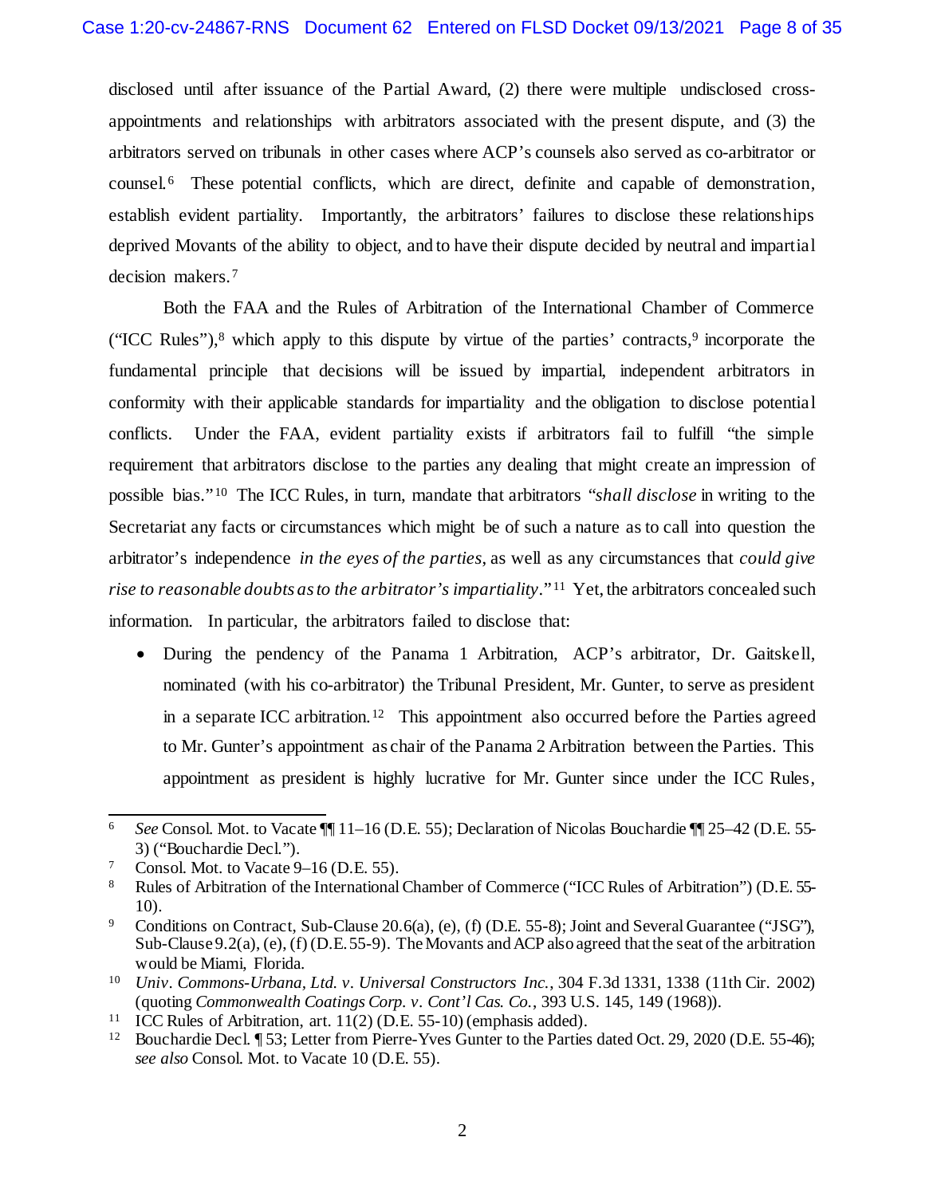disclosed until after issuance of the Partial Award, (2) there were multiple undisclosed cross-appointments and relationships with arbitrators associated with the present dispute, and (3) the arbitrators served on tribunals in other cases where ACP's counsels also served as co-arbitrator or counsel.[6] These potential conflicts, which are direct, definite and capable of demonstration, establish evident partiality. Importantly, the arbitrators' failures to disclose these relationships deprived Movants of the ability to object, and to have their dispute decided by neutral and impartial decision makers.[7]

Both the FAA and the Rules of Arbitration of the International Chamber of Commerce ("ICC Rules"),[8] which apply to this dispute by virtue of the parties' contracts,[9] incorporate the fundamental principle that decisions will be issued by impartial, independent arbitrators in conformity with their applicable standards for impartiality and the obligation to disclose potential conflicts. Under the FAA, evident partiality exists if arbitrators fail to fulfill "the simple requirement that arbitrators disclose to the parties any dealing that might create an impression of possible bias."[10] The ICC Rules, in turn, mandate that arbitrators "*shall disclose* in writing to the Secretariat any facts or circumstances which might be of such a nature as to call into question the arbitrator's independence *in the eyes of the parties*, as well as any circumstances that *could give rise to reasonable doubts as to the arbitrator's impartiality*."[11] Yet, the arbitrators concealed such information. In particular, the arbitrators failed to disclose that:

- During the pendency of the Panama 1 Arbitration, ACP's arbitrator, Dr. Gaitskell, nominated (with his co-arbitrator) the Tribunal President, Mr. Gunter, to serve as president in a separate ICC arbitration.[12] This appointment also occurred before the Parties agreed to Mr. Gunter's appointment as chair of the Panama 2 Arbitration between the Parties. This appointment as president is highly lucrative for Mr. Gunter since under the ICC Rules,

---

[6] *See* Consol. Mot. to Vacate ¶¶ 11–16 (D.E. 55); Declaration of Nicolas Bouchardie ¶¶ 25–42 (D.E. 55-3) ("Bouchardie Decl.").

[7] Consol. Mot. to Vacate 9–16 (D.E. 55).

[8] Rules of Arbitration of the International Chamber of Commerce ("ICC Rules of Arbitration") (D.E. 55-10).

[9] Conditions on Contract, Sub-Clause 20.6(a), (e), (f) (D.E. 55-8); Joint and Several Guarantee ("JSG"), Sub-Clause 9.2(a), (e), (f) (D.E. 55-9). The Movants and ACP also agreed that the seat of the arbitration would be Miami, Florida.

[10] *Univ. Commons-Urbana, Ltd. v. Universal Constructors Inc.*, 304 F.3d 1331, 1338 (11th Cir. 2002) (quoting *Commonwealth Coatings Corp. v. Cont'l Cas. Co.*, 393 U.S. 145, 149 (1968)).

[11] ICC Rules of Arbitration, art. 11(2) (D.E. 55-10) (emphasis added).

[12] Bouchardie Decl. ¶ 53; Letter from Pierre-Yves Gunter to the Parties dated Oct. 29, 2020 (D.E. 55-46); *see also* Consol. Mot. to Vacate 10 (D.E. 55).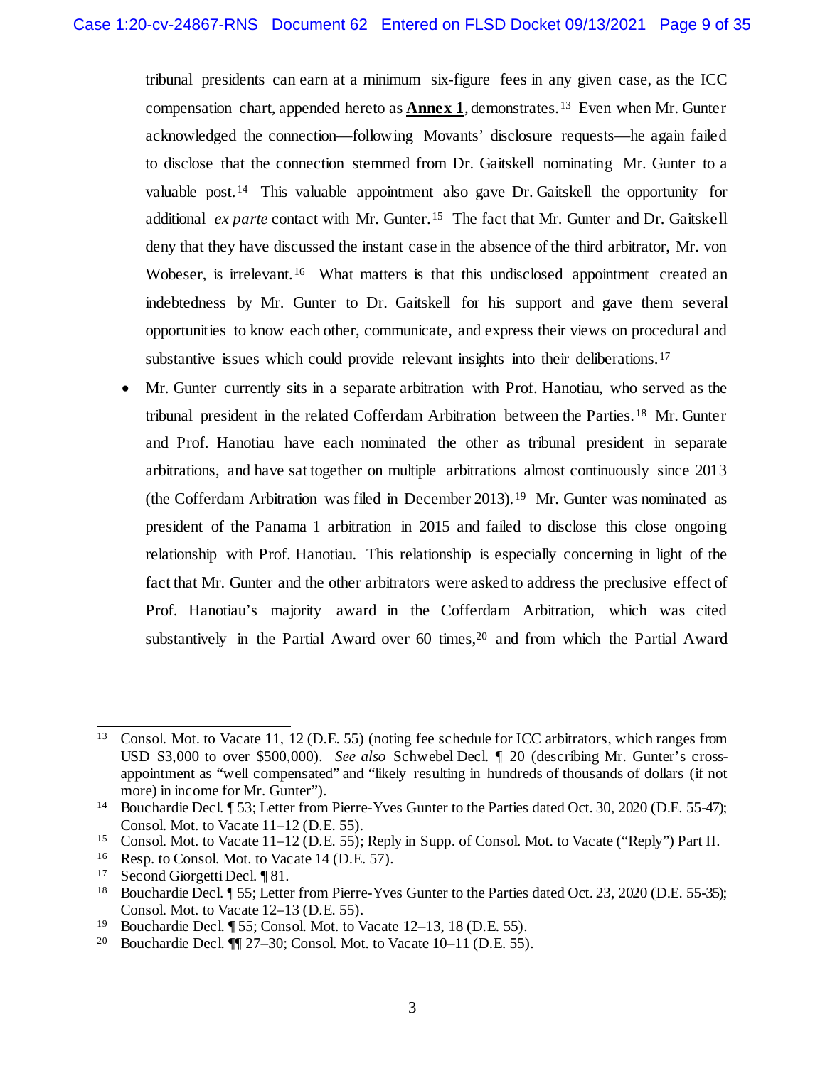tribunal presidents can earn at a minimum six-figure fees in any given case, as the ICC compensation chart, appended hereto as **Annex 1**, demonstrates.[13] Even when Mr. Gunter acknowledged the connection—following Movants' disclosure requests—he again failed to disclose that the connection stemmed from Dr. Gaitskell nominating Mr. Gunter to a valuable post.[14] This valuable appointment also gave Dr. Gaitskell the opportunity for additional *ex parte* contact with Mr. Gunter.[15] The fact that Mr. Gunter and Dr. Gaitskell deny that they have discussed the instant case in the absence of the third arbitrator, Mr. von Wobeser, is irrelevant.[16] What matters is that this undisclosed appointment created an indebtedness by Mr. Gunter to Dr. Gaitskell for his support and gave them several opportunities to know each other, communicate, and express their views on procedural and substantive issues which could provide relevant insights into their deliberations.[17]

- Mr. Gunter currently sits in a separate arbitration with Prof. Hanotiau, who served as the tribunal president in the related Cofferdam Arbitration between the Parties.[18] Mr. Gunter and Prof. Hanotiau have each nominated the other as tribunal president in separate arbitrations, and have sat together on multiple arbitrations almost continuously since 2013 (the Cofferdam Arbitration was filed in December 2013).[19] Mr. Gunter was nominated as president of the Panama 1 arbitration in 2015 and failed to disclose this close ongoing relationship with Prof. Hanotiau. This relationship is especially concerning in light of the fact that Mr. Gunter and the other arbitrators were asked to address the preclusive effect of Prof. Hanotiau's majority award in the Cofferdam Arbitration, which was cited substantively in the Partial Award over 60 times,[20] and from which the Partial Award

---

[13] Consol. Mot. to Vacate 11, 12 (D.E. 55) (noting fee schedule for ICC arbitrators, which ranges from USD $3,000 to over $500,000). *See also* Schwebel Decl. ¶ 20 (describing Mr. Gunter's cross-appointment as "well compensated" and "likely resulting in hundreds of thousands of dollars (if not more) in income for Mr. Gunter").

[14] Bouchardie Decl. ¶ 53; Letter from Pierre-Yves Gunter to the Parties dated Oct. 30, 2020 (D.E. 55-47); Consol. Mot. to Vacate 11–12 (D.E. 55).

[15] Consol. Mot. to Vacate 11–12 (D.E. 55); Reply in Supp. of Consol. Mot. to Vacate ("Reply") Part II.

[16] Resp. to Consol. Mot. to Vacate 14 (D.E. 57).

[17] Second Giorgetti Decl. ¶ 81.

[18] Bouchardie Decl. ¶ 55; Letter from Pierre-Yves Gunter to the Parties dated Oct. 23, 2020 (D.E. 55-35); Consol. Mot. to Vacate 12–13 (D.E. 55).

[19] Bouchardie Decl. ¶ 55; Consol. Mot. to Vacate 12–13, 18 (D.E. 55).

[20] Bouchardie Decl. ¶¶ 27–30; Consol. Mot. to Vacate 10–11 (D.E. 55).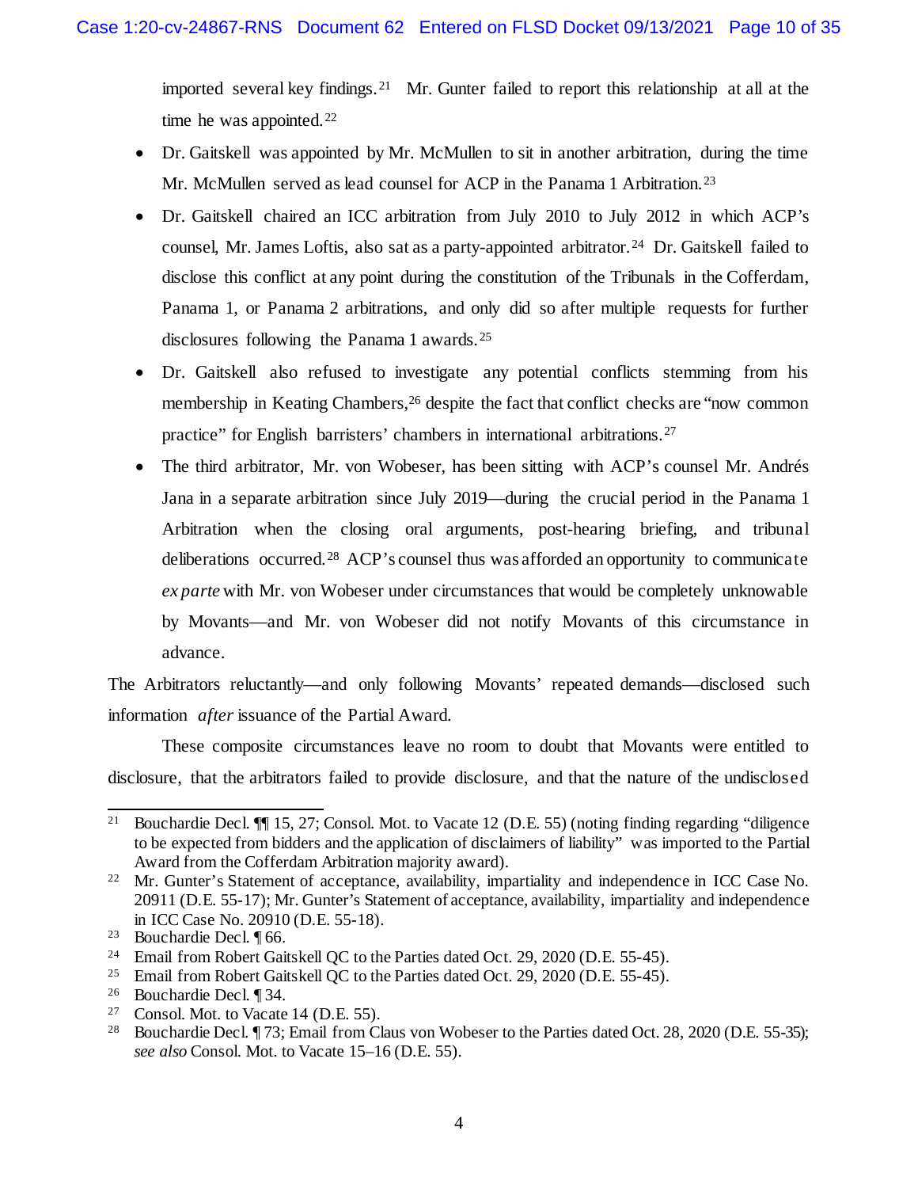imported several key findings.[21] Mr. Gunter failed to report this relationship at all at the time he was appointed.[22]

- Dr. Gaitskell was appointed by Mr. McMullen to sit in another arbitration, during the time Mr. McMullen served as lead counsel for ACP in the Panama 1 Arbitration.[23]
- Dr. Gaitskell chaired an ICC arbitration from July 2010 to July 2012 in which ACP's counsel, Mr. James Loftis, also sat as a party-appointed arbitrator.[24] Dr. Gaitskell failed to disclose this conflict at any point during the constitution of the Tribunals in the Cofferdam, Panama 1, or Panama 2 arbitrations, and only did so after multiple requests for further disclosures following the Panama 1 awards.[25]
- Dr. Gaitskell also refused to investigate any potential conflicts stemming from his membership in Keating Chambers,[26] despite the fact that conflict checks are "now common practice" for English barristers' chambers in international arbitrations.[27]
- The third arbitrator, Mr. von Wobeser, has been sitting with ACP's counsel Mr. Andrés Jana in a separate arbitration since July 2019—during the crucial period in the Panama 1 Arbitration when the closing oral arguments, post-hearing briefing, and tribunal deliberations occurred.[28] ACP's counsel thus was afforded an opportunity to communicate *ex parte* with Mr. von Wobeser under circumstances that would be completely unknowable by Movants—and Mr. von Wobeser did not notify Movants of this circumstance in advance.

The Arbitrators reluctantly—and only following Movants' repeated demands—disclosed such information *after* issuance of the Partial Award.

These composite circumstances leave no room to doubt that Movants were entitled to disclosure, that the arbitrators failed to provide disclosure, and that the nature of the undisclosed

---

[21] Bouchardie Decl. ¶¶ 15, 27; Consol. Mot. to Vacate 12 (D.E. 55) (noting finding regarding "diligence to be expected from bidders and the application of disclaimers of liability" was imported to the Partial Award from the Cofferdam Arbitration majority award).

[22] Mr. Gunter's Statement of acceptance, availability, impartiality and independence in ICC Case No. 20911 (D.E. 55-17); Mr. Gunter's Statement of acceptance, availability, impartiality and independence in ICC Case No. 20910 (D.E. 55-18).

[23] Bouchardie Decl. ¶ 66.

[24] Email from Robert Gaitskell QC to the Parties dated Oct. 29, 2020 (D.E. 55-45).

[25] Email from Robert Gaitskell QC to the Parties dated Oct. 29, 2020 (D.E. 55-45).

[26] Bouchardie Decl. ¶ 34.

[27] Consol. Mot. to Vacate 14 (D.E. 55).

[28] Bouchardie Decl. ¶ 73; Email from Claus von Wobeser to the Parties dated Oct. 28, 2020 (D.E. 55-35); *see also* Consol. Mot. to Vacate 15–16 (D.E. 55).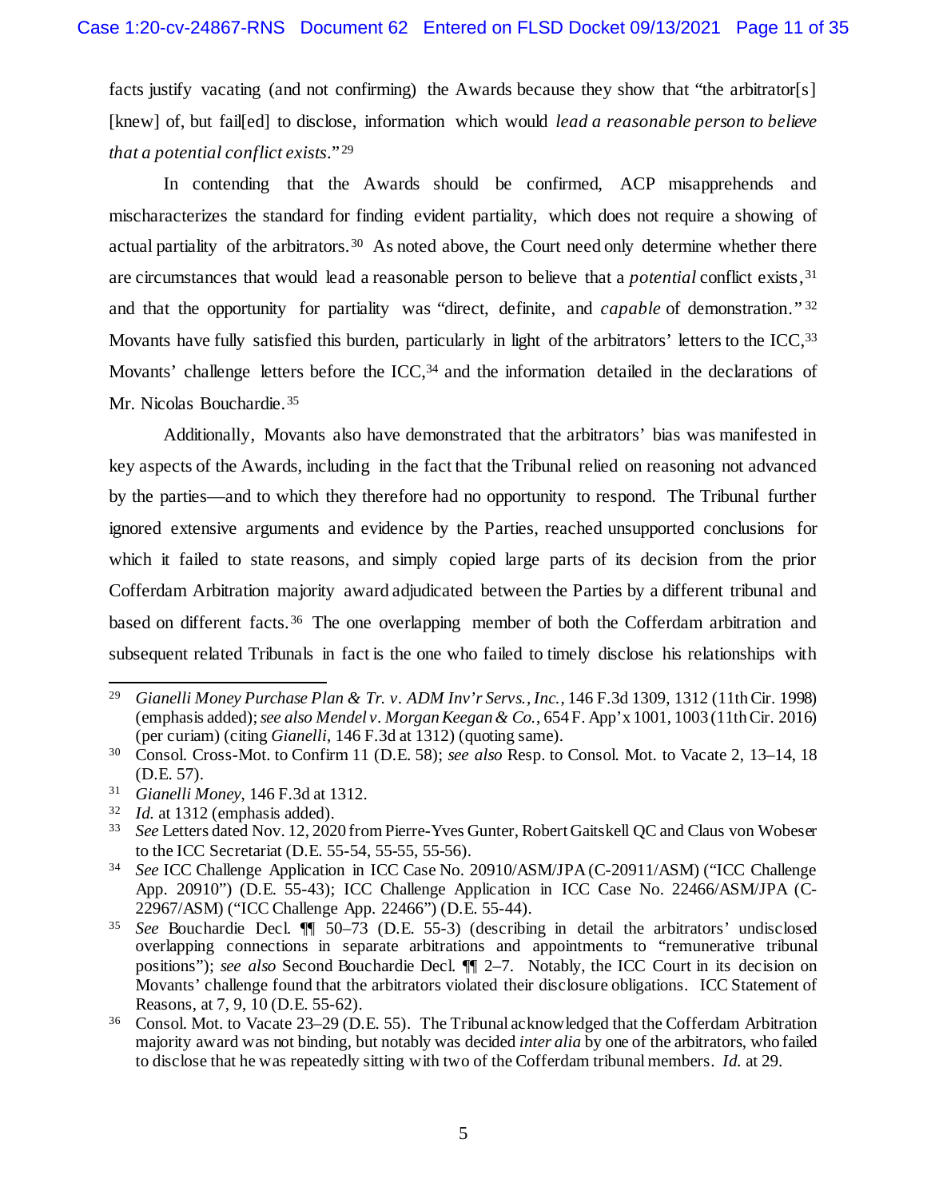facts justify vacating (and not confirming) the Awards because they show that "the arbitrator[s] [knew] of, but fail[ed] to disclose, information which would *lead a reasonable person to believe that a potential conflict exists*."[29]

In contending that the Awards should be confirmed, ACP misapprehends and mischaracterizes the standard for finding evident partiality, which does not require a showing of actual partiality of the arbitrators.[30] As noted above, the Court need only determine whether there are circumstances that would lead a reasonable person to believe that a *potential* conflict exists,[31] and that the opportunity for partiality was "direct, definite, and *capable* of demonstration."[32] Movants have fully satisfied this burden, particularly in light of the arbitrators' letters to the ICC,[33] Movants' challenge letters before the ICC,[34] and the information detailed in the declarations of Mr. Nicolas Bouchardie.[35]

Additionally, Movants also have demonstrated that the arbitrators' bias was manifested in key aspects of the Awards, including in the fact that the Tribunal relied on reasoning not advanced by the parties—and to which they therefore had no opportunity to respond. The Tribunal further ignored extensive arguments and evidence by the Parties, reached unsupported conclusions for which it failed to state reasons, and simply copied large parts of its decision from the prior Cofferdam Arbitration majority award adjudicated between the Parties by a different tribunal and based on different facts.[36] The one overlapping member of both the Cofferdam arbitration and subsequent related Tribunals in fact is the one who failed to timely disclose his relationships with

---

[29] *Gianelli Money Purchase Plan & Tr. v. ADM Inv'r Servs., Inc.*, 146 F.3d 1309, 1312 (11th Cir. 1998) (emphasis added); *see also Mendel v. Morgan Keegan & Co.*, 654 F. App'x 1001, 1003 (11th Cir. 2016) (per curiam) (citing *Gianelli*, 146 F.3d at 1312) (quoting same).

[30] Consol. Cross-Mot. to Confirm 11 (D.E. 58); *see also* Resp. to Consol. Mot. to Vacate 2, 13–14, 18 (D.E. 57).

[31] *Gianelli Money*, 146 F.3d at 1312.

[32] *Id.* at 1312 (emphasis added).

[33] *See* Letters dated Nov. 12, 2020 from Pierre-Yves Gunter, Robert Gaitskell QC and Claus von Wobeser to the ICC Secretariat (D.E. 55-54, 55-55, 55-56).

[34] *See* ICC Challenge Application in ICC Case No. 20910/ASM/JPA (C-20911/ASM) ("ICC Challenge App. 20910") (D.E. 55-43); ICC Challenge Application in ICC Case No. 22466/ASM/JPA (C-22967/ASM) ("ICC Challenge App. 22466") (D.E. 55-44).

[35] *See* Bouchardie Decl. ¶¶ 50–73 (D.E. 55-3) (describing in detail the arbitrators' undisclosed overlapping connections in separate arbitrations and appointments to "remunerative tribunal positions"); *see also* Second Bouchardie Decl. ¶¶ 2–7. Notably, the ICC Court in its decision on Movants' challenge found that the arbitrators violated their disclosure obligations. ICC Statement of Reasons, at 7, 9, 10 (D.E. 55-62).

[36] Consol. Mot. to Vacate 23–29 (D.E. 55). The Tribunal acknowledged that the Cofferdam Arbitration majority award was not binding, but notably was decided *inter alia* by one of the arbitrators, who failed to disclose that he was repeatedly sitting with two of the Cofferdam tribunal members. *Id.* at 29.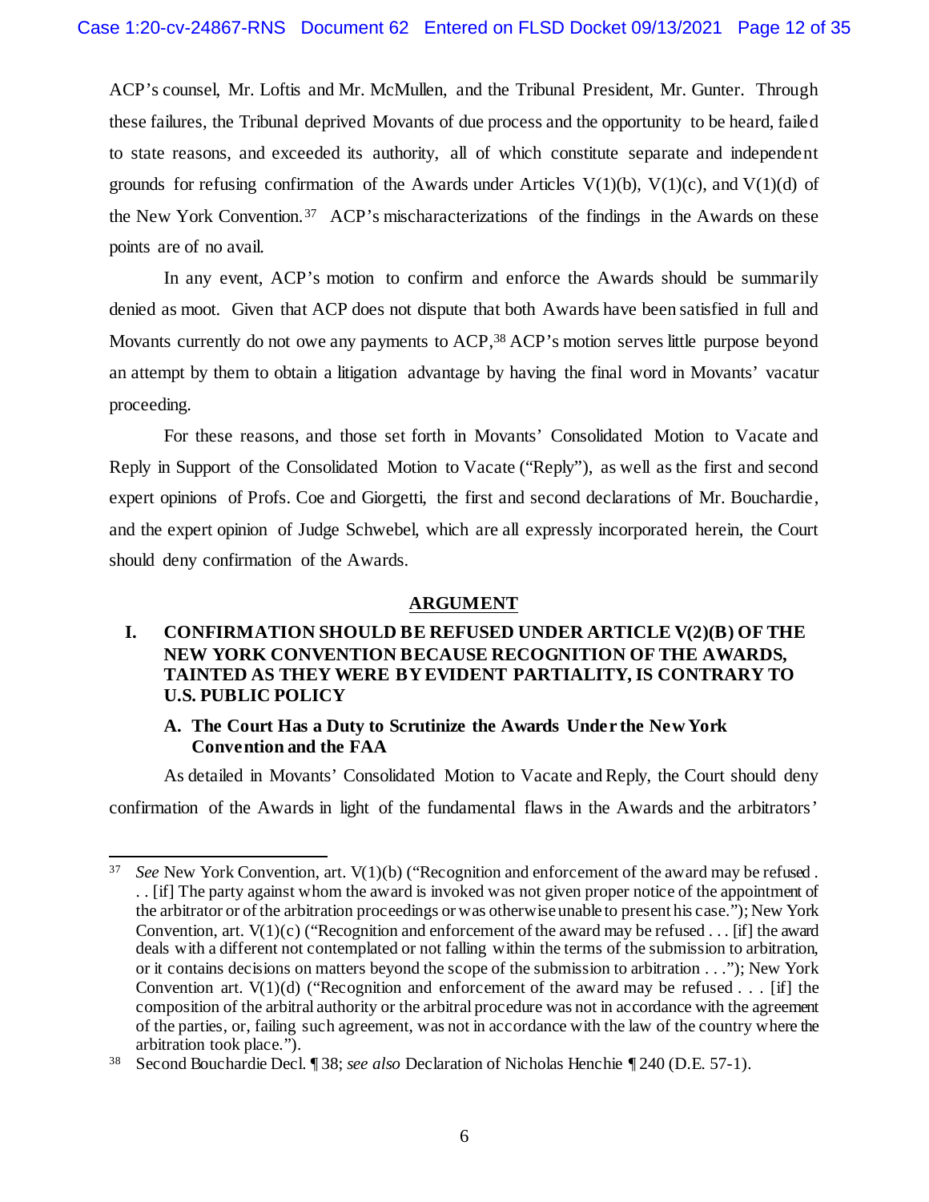ACP's counsel, Mr. Loftis and Mr. McMullen, and the Tribunal President, Mr. Gunter. Through these failures, the Tribunal deprived Movants of due process and the opportunity to be heard, failed to state reasons, and exceeded its authority, all of which constitute separate and independent grounds for refusing confirmation of the Awards under Articles V(1)(b), V(1)(c), and V(1)(d) of the New York Convention.[37] ACP's mischaracterizations of the findings in the Awards on these points are of no avail.

In any event, ACP's motion to confirm and enforce the Awards should be summarily denied as moot. Given that ACP does not dispute that both Awards have been satisfied in full and Movants currently do not owe any payments to ACP,[38] ACP's motion serves little purpose beyond an attempt by them to obtain a litigation advantage by having the final word in Movants' vacatur proceeding.

For these reasons, and those set forth in Movants' Consolidated Motion to Vacate and Reply in Support of the Consolidated Motion to Vacate ("Reply"), as well as the first and second expert opinions of Profs. Coe and Giorgetti, the first and second declarations of Mr. Bouchardie, and the expert opinion of Judge Schwebel, which are all expressly incorporated herein, the Court should deny confirmation of the Awards.

## ARGUMENT

### I. CONFIRMATION SHOULD BE REFUSED UNDER ARTICLE V(2)(B) OF THE NEW YORK CONVENTION BECAUSE RECOGNITION OF THE AWARDS, TAINTED AS THEY WERE BY EVIDENT PARTIALITY, IS CONTRARY TO U.S. PUBLIC POLICY

#### A. The Court Has a Duty to Scrutinize the Awards Under the New York Convention and the FAA

As detailed in Movants' Consolidated Motion to Vacate and Reply, the Court should deny confirmation of the Awards in light of the fundamental flaws in the Awards and the arbitrators'

---

[37] *See* New York Convention, art. V(1)(b) ("Recognition and enforcement of the award may be refused . . . [if] The party against whom the award is invoked was not given proper notice of the appointment of the arbitrator or of the arbitration proceedings or was otherwise unable to present his case."); New York Convention, art. V(1)(c) ("Recognition and enforcement of the award may be refused . . . [if] the award deals with a different not contemplated or not falling within the terms of the submission to arbitration, or it contains decisions on matters beyond the scope of the submission to arbitration . . ."); New York Convention art. V(1)(d) ("Recognition and enforcement of the award may be refused . . . [if] the composition of the arbitral authority or the arbitral procedure was not in accordance with the agreement of the parties, or, failing such agreement, was not in accordance with the law of the country where the arbitration took place.").

[38] Second Bouchardie Decl. ¶ 38; *see also* Declaration of Nicholas Henchie ¶ 240 (D.E. 57-1).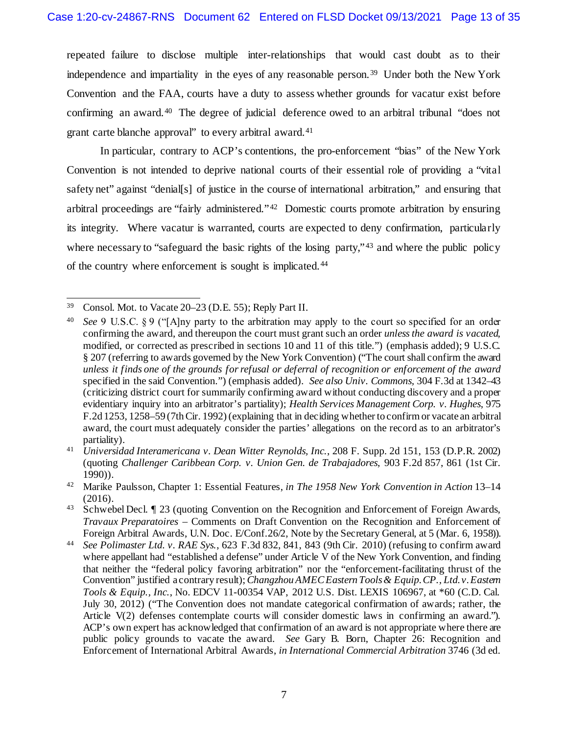repeated failure to disclose multiple inter-relationships that would cast doubt as to their independence and impartiality in the eyes of any reasonable person.[39] Under both the New York Convention and the FAA, courts have a duty to assess whether grounds for vacatur exist before confirming an award.[40] The degree of judicial deference owed to an arbitral tribunal "does not grant carte blanche approval" to every arbitral award.[41]

In particular, contrary to ACP's contentions, the pro-enforcement "bias" of the New York Convention is not intended to deprive national courts of their essential role of providing a "vital safety net" against "denial[s] of justice in the course of international arbitration," and ensuring that arbitral proceedings are "fairly administered."[42] Domestic courts promote arbitration by ensuring its integrity. Where vacatur is warranted, courts are expected to deny confirmation, particularly where necessary to "safeguard the basic rights of the losing party,"[43] and where the public policy of the country where enforcement is sought is implicated.[44]

---

[39] Consol. Mot. to Vacate 20–23 (D.E. 55); Reply Part II.

[40] *See* 9 U.S.C. § 9 ("[A]ny party to the arbitration may apply to the court so specified for an order confirming the award, and thereupon the court must grant such an order *unless the award is vacated*, modified, or corrected as prescribed in sections 10 and 11 of this title.") (emphasis added); 9 U.S.C. § 207 (referring to awards governed by the New York Convention) ("The court shall confirm the award *unless it finds one of the grounds for refusal or deferral of recognition or enforcement of the award* specified in the said Convention.") (emphasis added). *See also Univ. Commons*, 304 F.3d at 1342–43 (criticizing district court for summarily confirming award without conducting discovery and a proper evidentiary inquiry into an arbitrator's partiality); *Health Services Management Corp. v. Hughes*, 975 F.2d 1253, 1258–59 (7th Cir. 1992) (explaining that in deciding whether to confirm or vacate an arbitral award, the court must adequately consider the parties' allegations on the record as to an arbitrator's partiality).

[41] *Universidad Interamericana v. Dean Witter Reynolds, Inc.*, 208 F. Supp. 2d 151, 153 (D.P.R. 2002) (quoting *Challenger Caribbean Corp. v. Union Gen. de Trabajadores*, 903 F.2d 857, 861 (1st Cir. 1990)).

[42] Marike Paulsson, Chapter 1: Essential Features, *in The 1958 New York Convention in Action* 13–14 (2016).

[43] Schwebel Decl. ¶ 23 (quoting Convention on the Recognition and Enforcement of Foreign Awards, *Travaux Preparatoires* – Comments on Draft Convention on the Recognition and Enforcement of Foreign Arbitral Awards, U.N. Doc. E/Conf.26/2, Note by the Secretary General, at 5 (Mar. 6, 1958)).

[44] *See Polimaster Ltd. v. RAE Sys.*, 623 F.3d 832, 841, 843 (9th Cir. 2010) (refusing to confirm award where appellant had "established a defense" under Article V of the New York Convention, and finding that neither the "federal policy favoring arbitration" nor the "enforcement-facilitating thrust of the Convention" justified a contrary result); *Changzhou AMEC Eastern Tools & Equip. CP., Ltd. v. Eastern Tools & Equip., Inc.*, No. EDCV 11-00354 VAP, 2012 U.S. Dist. LEXIS 106967, at *60 (C.D. Cal. July 30, 2012) ("The Convention does not mandate categorical confirmation of awards; rather, the Article V(2) defenses contemplate courts will consider domestic laws in confirming an award."). ACP's own expert has acknowledged that confirmation of an award is not appropriate where there are public policy grounds to vacate the award. *See* Gary B. Born, Chapter 26: Recognition and Enforcement of International Arbitral Awards, *in International Commercial Arbitration* 3746 (3d ed.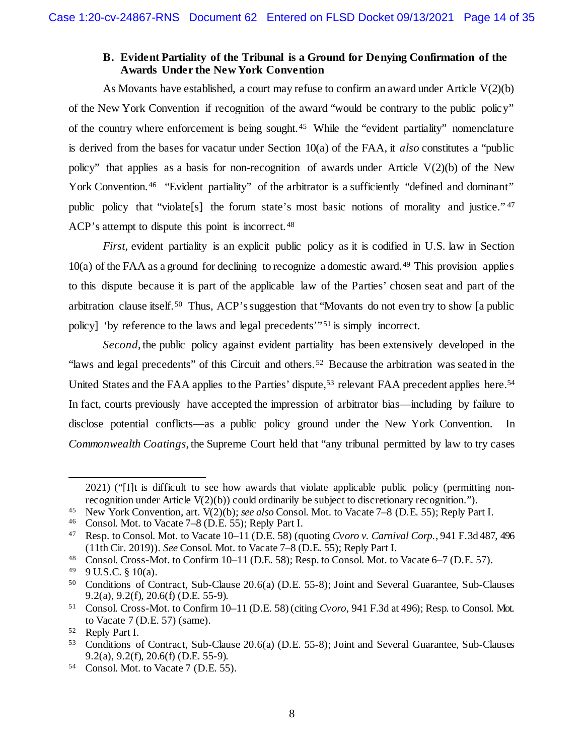### B. Evident Partiality of the Tribunal is a Ground for Denying Confirmation of the Awards Under the New York Convention

As Movants have established, a court may refuse to confirm an award under Article V(2)(b) of the New York Convention if recognition of the award "would be contrary to the public policy" of the country where enforcement is being sought.[45] While the "evident partiality" nomenclature is derived from the bases for vacatur under Section 10(a) of the FAA, it *also* constitutes a "public policy" that applies as a basis for non-recognition of awards under Article V(2)(b) of the New York Convention.[46] "Evident partiality" of the arbitrator is a sufficiently "defined and dominant" public policy that "violate[s] the forum state's most basic notions of morality and justice."[47] ACP's attempt to dispute this point is incorrect.[48]

*First*, evident partiality is an explicit public policy as it is codified in U.S. law in Section 10(a) of the FAA as a ground for declining to recognize a domestic award.[49] This provision applies to this dispute because it is part of the applicable law of the Parties' chosen seat and part of the arbitration clause itself.[50] Thus, ACP's suggestion that "Movants do not even try to show [a public policy] 'by reference to the laws and legal precedents'"[51] is simply incorrect.

*Second*, the public policy against evident partiality has been extensively developed in the "laws and legal precedents" of this Circuit and others.[52] Because the arbitration was seated in the United States and the FAA applies to the Parties' dispute,[53] relevant FAA precedent applies here.[54] In fact, courts previously have accepted the impression of arbitrator bias—including by failure to disclose potential conflicts—as a public policy ground under the New York Convention. In *Commonwealth Coatings*, the Supreme Court held that "any tribunal permitted by law to try cases

---

2021) ("[I]t is difficult to see how awards that violate applicable public policy (permitting non-recognition under Article V(2)(b)) could ordinarily be subject to discretionary recognition.").

[45] New York Convention, art. V(2)(b); *see also* Consol. Mot. to Vacate 7–8 (D.E. 55); Reply Part I.

[46] Consol. Mot. to Vacate 7–8 (D.E. 55); Reply Part I.

[47] Resp. to Consol. Mot. to Vacate 10–11 (D.E. 58) (quoting *Cvoro v. Carnival Corp.*, 941 F.3d 487, 496 (11th Cir. 2019)). *See* Consol. Mot. to Vacate 7–8 (D.E. 55); Reply Part I.

[48] Consol. Cross-Mot. to Confirm 10–11 (D.E. 58); Resp. to Consol. Mot. to Vacate 6–7 (D.E. 57).

[49] 9 U.S.C. § 10(a).

[50] Conditions of Contract, Sub-Clause 20.6(a) (D.E. 55-8); Joint and Several Guarantee, Sub-Clauses 9.2(a), 9.2(f), 20.6(f) (D.E. 55-9).

[51] Consol. Cross-Mot. to Confirm 10–11 (D.E. 58) (citing *Cvoro*, 941 F.3d at 496); Resp. to Consol. Mot. to Vacate 7 (D.E. 57) (same).

[52] Reply Part I.

[53] Conditions of Contract, Sub-Clause 20.6(a) (D.E. 55-8); Joint and Several Guarantee, Sub-Clauses 9.2(a), 9.2(f), 20.6(f) (D.E. 55-9).

[54] Consol. Mot. to Vacate 7 (D.E. 55).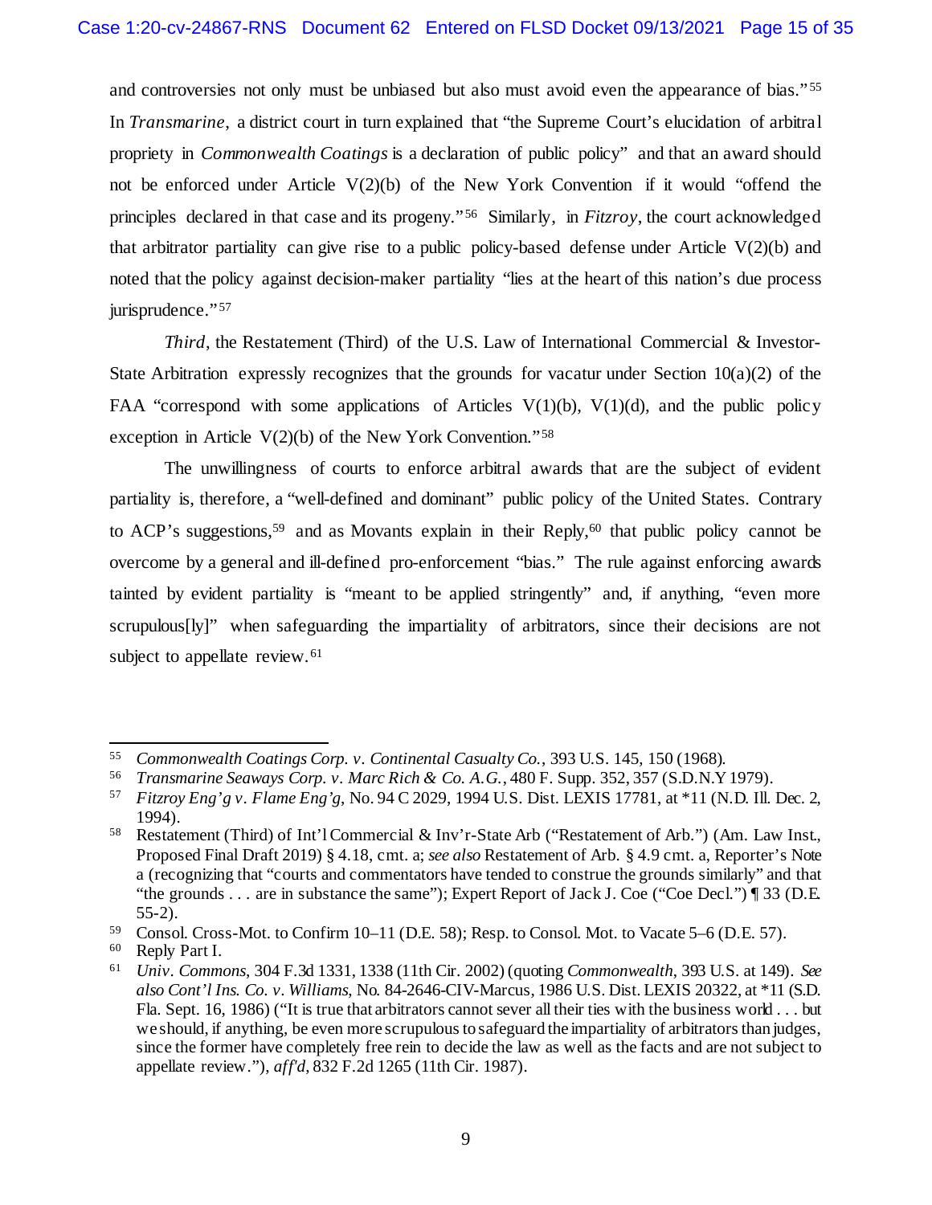and controversies not only must be unbiased but also must avoid even the appearance of bias."[55] In *Transmarine*, a district court in turn explained that "the Supreme Court's elucidation of arbitral propriety in *Commonwealth Coatings* is a declaration of public policy" and that an award should not be enforced under Article V(2)(b) of the New York Convention if it would "offend the principles declared in that case and its progeny."[56] Similarly, in *Fitzroy*, the court acknowledged that arbitrator partiality can give rise to a public policy-based defense under Article V(2)(b) and noted that the policy against decision-maker partiality "lies at the heart of this nation's due process jurisprudence."[57]

*Third*, the Restatement (Third) of the U.S. Law of International Commercial & Investor-State Arbitration expressly recognizes that the grounds for vacatur under Section 10(a)(2) of the FAA "correspond with some applications of Articles V(1)(b), V(1)(d), and the public policy exception in Article V(2)(b) of the New York Convention."[58]

The unwillingness of courts to enforce arbitral awards that are the subject of evident partiality is, therefore, a "well-defined and dominant" public policy of the United States. Contrary to ACP's suggestions,[59] and as Movants explain in their Reply,[60] that public policy cannot be overcome by a general and ill-defined pro-enforcement "bias." The rule against enforcing awards tainted by evident partiality is "meant to be applied stringently" and, if anything, "even more scrupulous[ly]" when safeguarding the impartiality of arbitrators, since their decisions are not subject to appellate review.[61]

---

[55] *Commonwealth Coatings Corp. v. Continental Casualty Co.*, 393 U.S. 145, 150 (1968).

[56] *Transmarine Seaways Corp. v. Marc Rich & Co. A.G.*, 480 F. Supp. 352, 357 (S.D.N.Y 1979).

[57] *Fitzroy Eng'g v. Flame Eng'g*, No. 94 C 2029, 1994 U.S. Dist. LEXIS 17781, at *11 (N.D. Ill. Dec. 2, 1994).

[58] Restatement (Third) of Int'l Commercial & Inv'r-State Arb ("Restatement of Arb.") (Am. Law Inst., Proposed Final Draft 2019) § 4.18, cmt. a; *see also* Restatement of Arb. § 4.9 cmt. a, Reporter's Note a (recognizing that "courts and commentators have tended to construe the grounds similarly" and that "the grounds . . . are in substance the same"); Expert Report of Jack J. Coe ("Coe Decl.") ¶ 33 (D.E. 55-2).

[59] Consol. Cross-Mot. to Confirm 10–11 (D.E. 58); Resp. to Consol. Mot. to Vacate 5–6 (D.E. 57).

[60] Reply Part I.

[61] *Univ. Commons*, 304 F.3d 1331, 1338 (11th Cir. 2002) (quoting *Commonwealth*, 393 U.S. at 149). *See also Cont'l Ins. Co. v. Williams*, No. 84-2646-CIV-Marcus, 1986 U.S. Dist. LEXIS 20322, at *11 (S.D. Fla. Sept. 16, 1986) ("It is true that arbitrators cannot sever all their ties with the business world . . . but we should, if anything, be even more scrupulous to safeguard the impartiality of arbitrators than judges, since the former have completely free rein to decide the law as well as the facts and are not subject to appellate review."), *aff'd*, 832 F.2d 1265 (11th Cir. 1987).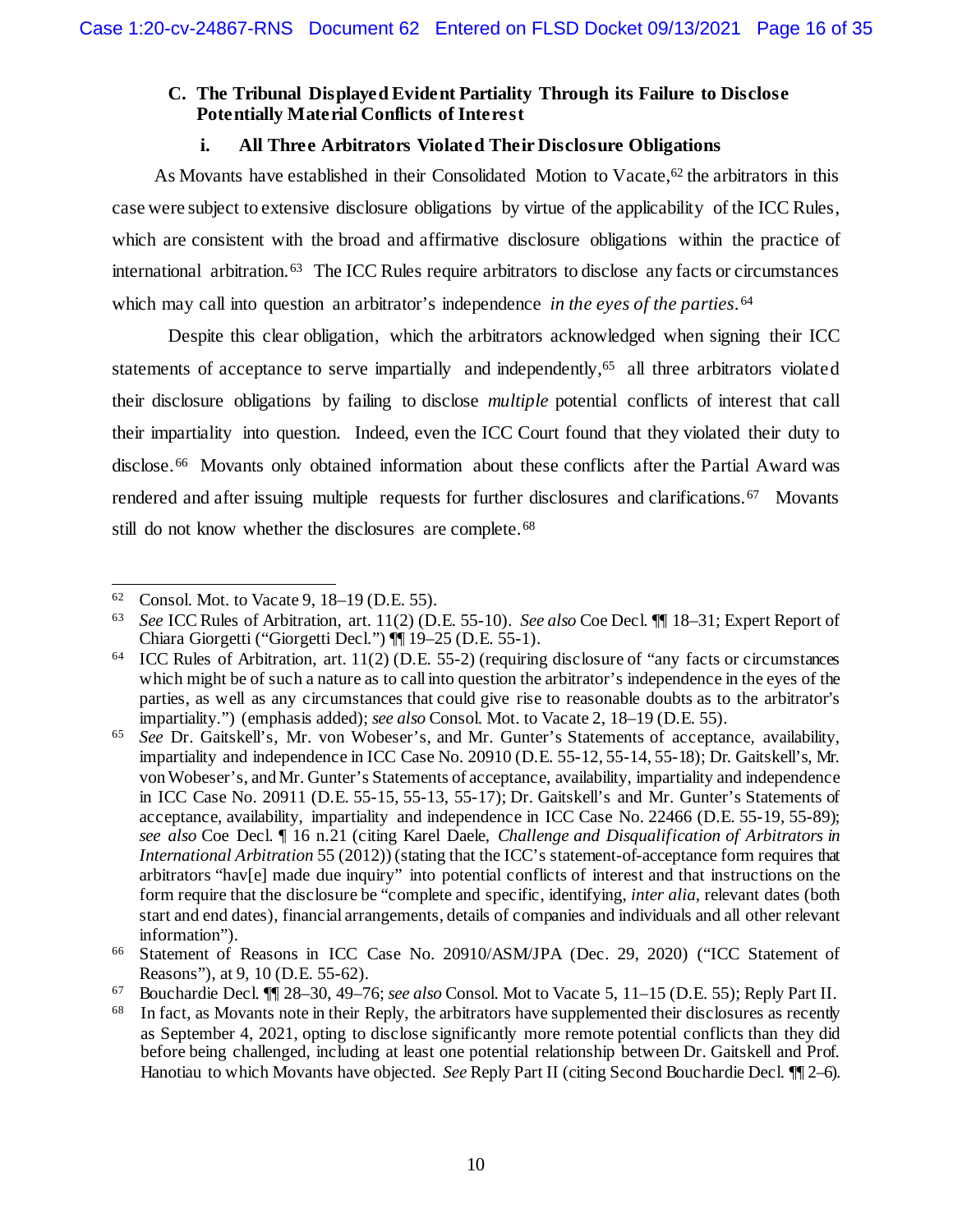### C. The Tribunal Displayed Evident Partiality Through its Failure to Disclose Potentially Material Conflicts of Interest

#### i. All Three Arbitrators Violated Their Disclosure Obligations

As Movants have established in their Consolidated Motion to Vacate,[62] the arbitrators in this case were subject to extensive disclosure obligations by virtue of the applicability of the ICC Rules, which are consistent with the broad and affirmative disclosure obligations within the practice of international arbitration.[63] The ICC Rules require arbitrators to disclose any facts or circumstances which may call into question an arbitrator's independence *in the eyes of the parties*.[64]

Despite this clear obligation, which the arbitrators acknowledged when signing their ICC statements of acceptance to serve impartially and independently,[65] all three arbitrators violated their disclosure obligations by failing to disclose *multiple* potential conflicts of interest that call their impartiality into question. Indeed, even the ICC Court found that they violated their duty to disclose.[66] Movants only obtained information about these conflicts after the Partial Award was rendered and after issuing multiple requests for further disclosures and clarifications.[67] Movants still do not know whether the disclosures are complete.[68]

---

[62] Consol. Mot. to Vacate 9, 18–19 (D.E. 55).

[63] *See* ICC Rules of Arbitration, art. 11(2) (D.E. 55-10). *See also* Coe Decl. ¶¶ 18–31; Expert Report of Chiara Giorgetti ("Giorgetti Decl.") ¶¶ 19–25 (D.E. 55-1).

[64] ICC Rules of Arbitration, art. 11(2) (D.E. 55-2) (requiring disclosure of "any facts or circumstances which might be of such a nature as to call into question the arbitrator's independence in the eyes of the parties, as well as any circumstances that could give rise to reasonable doubts as to the arbitrator's impartiality.") (emphasis added); *see also* Consol. Mot. to Vacate 2, 18–19 (D.E. 55).

[65] *See* Dr. Gaitskell's, Mr. von Wobeser's, and Mr. Gunter's Statements of acceptance, availability, impartiality and independence in ICC Case No. 20910 (D.E. 55-12, 55-14, 55-18); Dr. Gaitskell's, Mr. von Wobeser's, and Mr. Gunter's Statements of acceptance, availability, impartiality and independence in ICC Case No. 20911 (D.E. 55-15, 55-13, 55-17); Dr. Gaitskell's and Mr. Gunter's Statements of acceptance, availability, impartiality and independence in ICC Case No. 22466 (D.E. 55-19, 55-89); *see also* Coe Decl. ¶ 16 n.21 (citing Karel Daele, *Challenge and Disqualification of Arbitrators in International Arbitration* 55 (2012)) (stating that the ICC's statement-of-acceptance form requires that arbitrators "hav[e] made due inquiry" into potential conflicts of interest and that instructions on the form require that the disclosure be "complete and specific, identifying, *inter alia*, relevant dates (both start and end dates), financial arrangements, details of companies and individuals and all other relevant information").

[66] Statement of Reasons in ICC Case No. 20910/ASM/JPA (Dec. 29, 2020) ("ICC Statement of Reasons"), at 9, 10 (D.E. 55-62).

[67] Bouchardie Decl. ¶¶ 28–30, 49–76; *see also* Consol. Mot to Vacate 5, 11–15 (D.E. 55); Reply Part II.

[68] In fact, as Movants note in their Reply, the arbitrators have supplemented their disclosures as recently as September 4, 2021, opting to disclose significantly more remote potential conflicts than they did before being challenged, including at least one potential relationship between Dr. Gaitskell and Prof. Hanotiau to which Movants have objected. *See* Reply Part II (citing Second Bouchardie Decl. ¶¶ 2–6).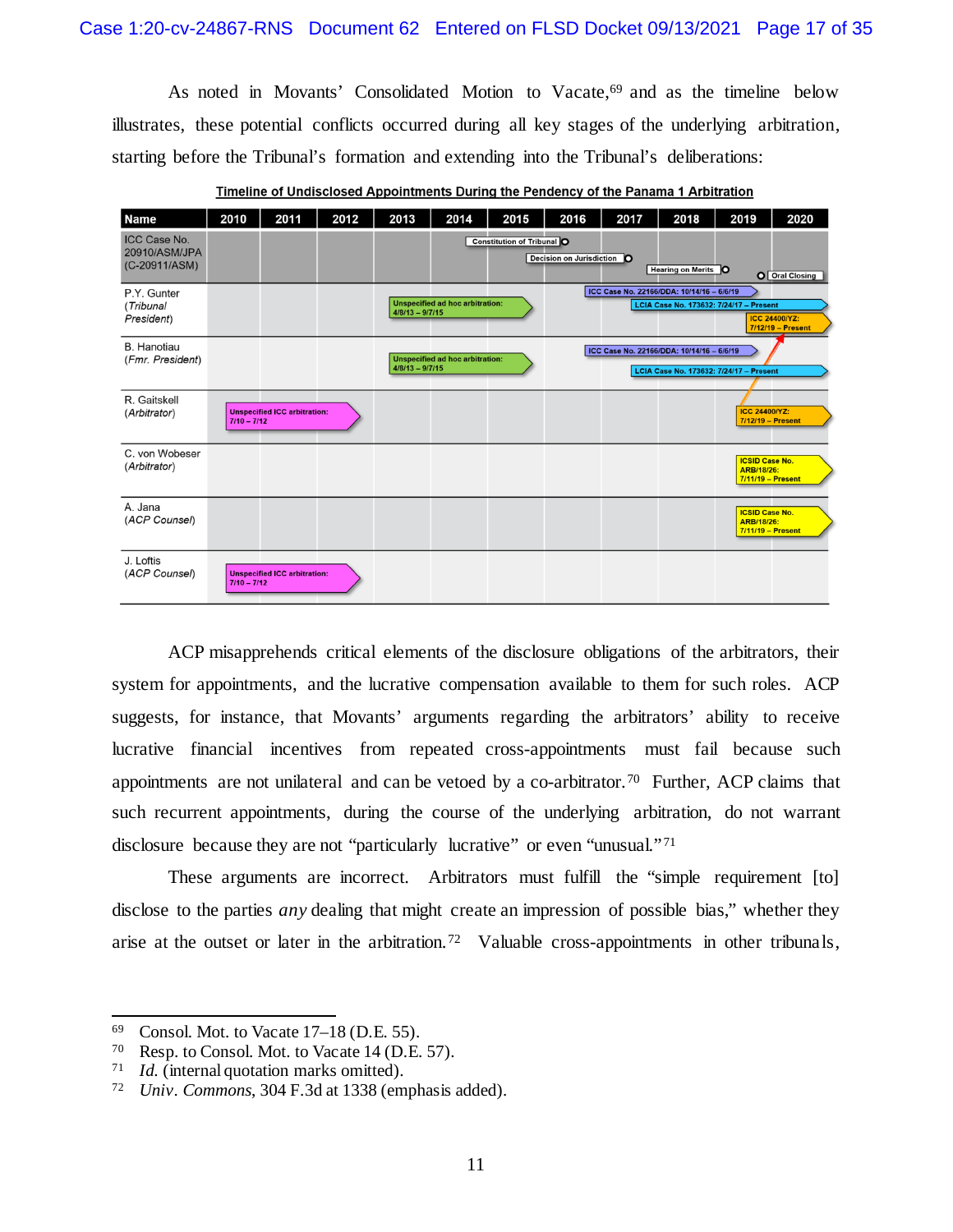As noted in Movants' Consolidated Motion to Vacate,[69] and as the timeline below illustrates, these potential conflicts occurred during all key stages of the underlying arbitration, starting before the Tribunal's formation and extending into the Tribunal's deliberations:

**Timeline of Undisclosed Appointments During the Pendency of the Panama 1 Arbitration**

| Name | 2010 | 2011 | 2012 | 2013 | 2014 | 2015 | 2016 | 2017 | 2018 | 2019 | 2020 |
|---|---|---|---|---|---|---|---|---|---|---|---|
| ICC Case No. 20910/ASM/JPA (C-20911/ASM) | | | | | Constitution of Tribunal | Decision on Jurisdiction | | Hearing on Merits | | Oral Closing | |
| P.Y. Gunter (*Tribunal President*) | | | | Unspecified ad hoc arbitration: 4/8/13 – 9/7/15 | | | ICC Case No. 22166/DDA: 10/14/16 – 6/6/19; LCIA Case No. 173632: 7/24/17 – Present | | | ICC 24400/YZ: 7/12/19 – Present | |
| B. Hanotiau (*Fmr. President*) | | | | Unspecified ad hoc arbitration: 4/8/13 – 9/7/15 | | | ICC Case No. 22166/DDA: 10/14/16 – 6/6/19; LCIA Case No. 173632: 7/24/17 – Present | | | | |
| R. Gaitskell (*Arbitrator*) | Unspecified ICC arbitration: 7/10 – 7/12 | | | | | | | | | ICC 24400/YZ: 7/12/19 – Present | |
| C. von Wobeser (*Arbitrator*) | | | | | | | | | | ICSID Case No. ARB/18/26: 7/11/19 – Present | |
| A. Jana (*ACP Counsel*) | | | | | | | | | | ICSID Case No. ARB/18/26: 7/11/19 – Present | |
| J. Loftis (*ACP Counsel*) | Unspecified ICC arbitration: 7/10 – 7/12 | | | | | | | | | | |

ACP misapprehends critical elements of the disclosure obligations of the arbitrators, their system for appointments, and the lucrative compensation available to them for such roles. ACP suggests, for instance, that Movants' arguments regarding the arbitrators' ability to receive lucrative financial incentives from repeated cross-appointments must fail because such appointments are not unilateral and can be vetoed by a co-arbitrator.[70] Further, ACP claims that such recurrent appointments, during the course of the underlying arbitration, do not warrant disclosure because they are not "particularly lucrative" or even "unusual."[71]

These arguments are incorrect. Arbitrators must fulfill the "simple requirement [to] disclose to the parties *any* dealing that might create an impression of possible bias," whether they arise at the outset or later in the arbitration.[72] Valuable cross-appointments in other tribunals,

---

[69] Consol. Mot. to Vacate 17–18 (D.E. 55).

[70] Resp. to Consol. Mot. to Vacate 14 (D.E. 57).

[71] *Id.* (internal quotation marks omitted).

[72] *Univ. Commons*, 304 F.3d at 1338 (emphasis added).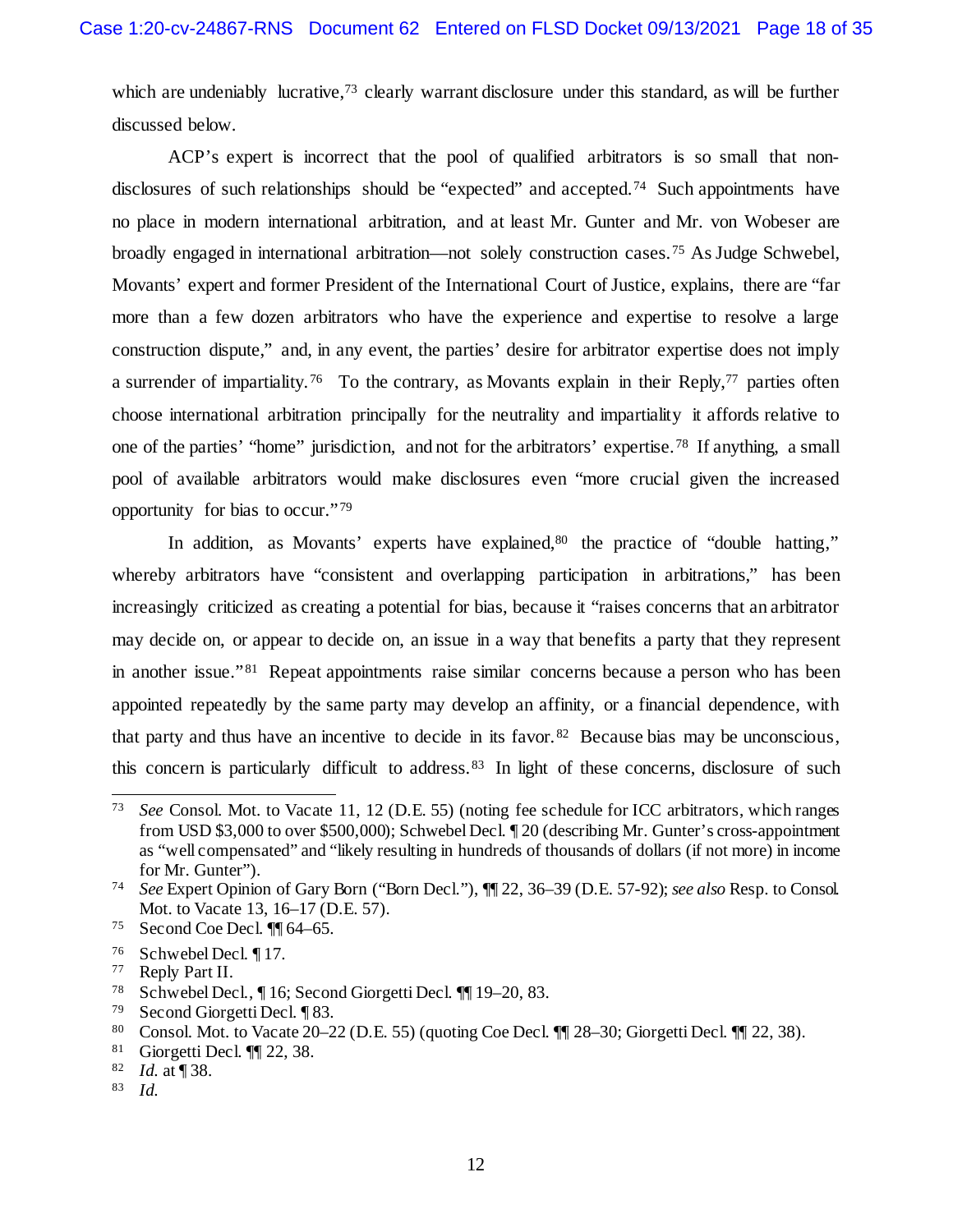which are undeniably lucrative,[73] clearly warrant disclosure under this standard, as will be further discussed below.

ACP's expert is incorrect that the pool of qualified arbitrators is so small that non-disclosures of such relationships should be "expected" and accepted.[74] Such appointments have no place in modern international arbitration, and at least Mr. Gunter and Mr. von Wobeser are broadly engaged in international arbitration—not solely construction cases.[75] As Judge Schwebel, Movants' expert and former President of the International Court of Justice, explains, there are "far more than a few dozen arbitrators who have the experience and expertise to resolve a large construction dispute," and, in any event, the parties' desire for arbitrator expertise does not imply a surrender of impartiality.[76] To the contrary, as Movants explain in their Reply,[77] parties often choose international arbitration principally for the neutrality and impartiality it affords relative to one of the parties' "home" jurisdiction, and not for the arbitrators' expertise.[78] If anything, a small pool of available arbitrators would make disclosures even "more crucial given the increased opportunity for bias to occur."[79]

In addition, as Movants' experts have explained,[80] the practice of "double hatting," whereby arbitrators have "consistent and overlapping participation in arbitrations," has been increasingly criticized as creating a potential for bias, because it "raises concerns that an arbitrator may decide on, or appear to decide on, an issue in a way that benefits a party that they represent in another issue."[81] Repeat appointments raise similar concerns because a person who has been appointed repeatedly by the same party may develop an affinity, or a financial dependence, with that party and thus have an incentive to decide in its favor.[82] Because bias may be unconscious, this concern is particularly difficult to address.[83] In light of these concerns, disclosure of such

---

[73] *See* Consol. Mot. to Vacate 11, 12 (D.E. 55) (noting fee schedule for ICC arbitrators, which ranges from USD $3,000 to over $500,000); Schwebel Decl. ¶ 20 (describing Mr. Gunter's cross-appointment as "well compensated" and "likely resulting in hundreds of thousands of dollars (if not more) in income for Mr. Gunter").

[74] *See* Expert Opinion of Gary Born ("Born Decl."), ¶¶ 22, 36–39 (D.E. 57-92); *see also* Resp. to Consol. Mot. to Vacate 13, 16–17 (D.E. 57).

[75] Second Coe Decl. ¶¶ 64–65.

[76] Schwebel Decl. ¶ 17.

[77] Reply Part II.

[78] Schwebel Decl., ¶ 16; Second Giorgetti Decl. ¶¶ 19–20, 83.

[79] Second Giorgetti Decl. ¶ 83.

[80] Consol. Mot. to Vacate 20–22 (D.E. 55) (quoting Coe Decl. ¶¶ 28–30; Giorgetti Decl. ¶¶ 22, 38).

[81] Giorgetti Decl. ¶¶ 22, 38.

[82] *Id.* at ¶ 38.

[83] *Id.*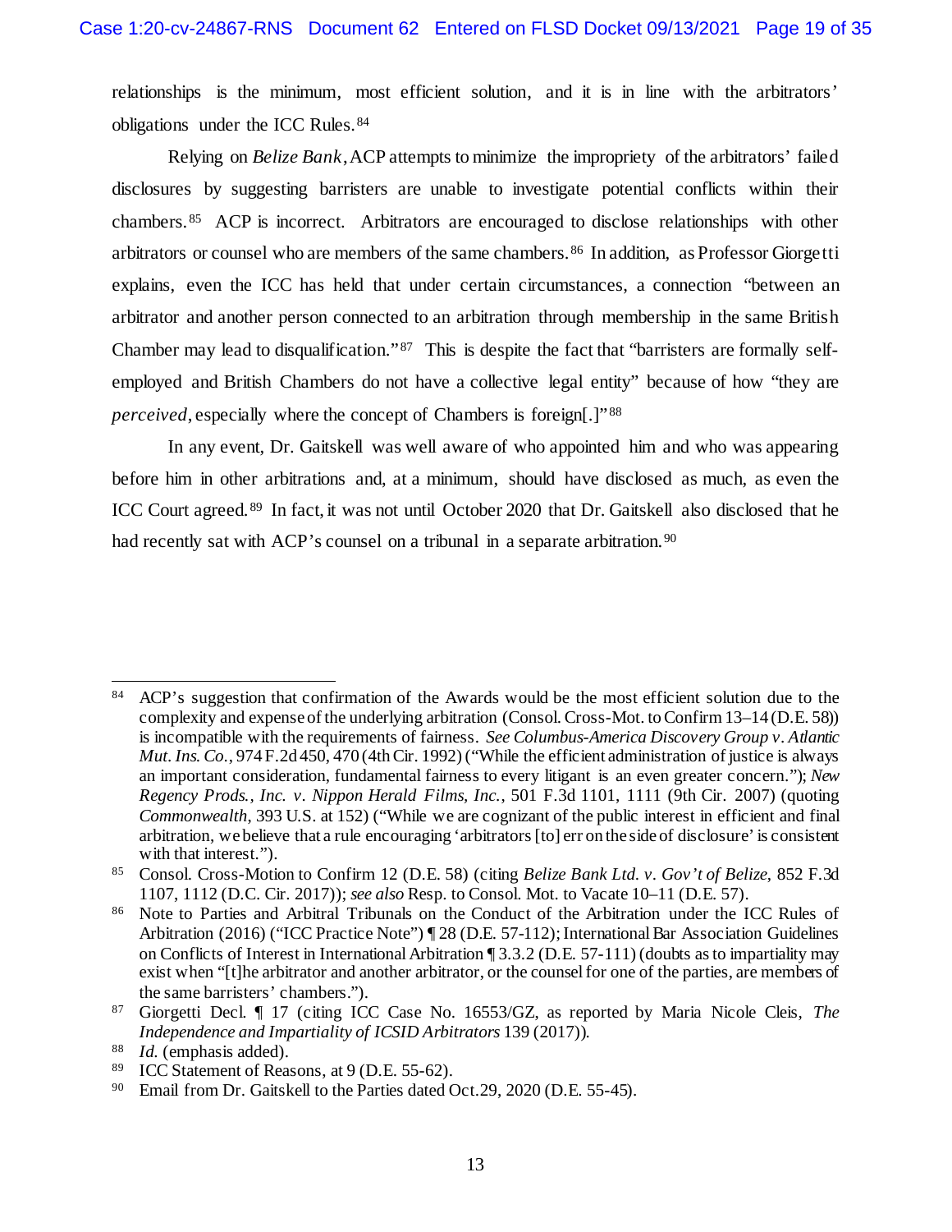relationships is the minimum, most efficient solution, and it is in line with the arbitrators' obligations under the ICC Rules.[84]

Relying on *Belize Bank*, ACP attempts to minimize the impropriety of the arbitrators' failed disclosures by suggesting barristers are unable to investigate potential conflicts within their chambers.[85] ACP is incorrect. Arbitrators are encouraged to disclose relationships with other arbitrators or counsel who are members of the same chambers.[86] In addition, as Professor Giorgetti explains, even the ICC has held that under certain circumstances, a connection "between an arbitrator and another person connected to an arbitration through membership in the same British Chamber may lead to disqualification."[87] This is despite the fact that "barristers are formally self-employed and British Chambers do not have a collective legal entity" because of how "they are *perceived*, especially where the concept of Chambers is foreign[.]"[88]

In any event, Dr. Gaitskell was well aware of who appointed him and who was appearing before him in other arbitrations and, at a minimum, should have disclosed as much, as even the ICC Court agreed.[89] In fact, it was not until October 2020 that Dr. Gaitskell also disclosed that he had recently sat with ACP's counsel on a tribunal in a separate arbitration.[90]

---

[84] ACP's suggestion that confirmation of the Awards would be the most efficient solution due to the complexity and expense of the underlying arbitration (Consol. Cross-Mot. to Confirm 13–14 (D.E. 58)) is incompatible with the requirements of fairness. *See Columbus-America Discovery Group v. Atlantic Mut. Ins. Co.*, 974 F.2d 450, 470 (4th Cir. 1992) ("While the efficient administration of justice is always an important consideration, fundamental fairness to every litigant is an even greater concern."); *New Regency Prods., Inc. v. Nippon Herald Films, Inc.*, 501 F.3d 1101, 1111 (9th Cir. 2007) (quoting *Commonwealth*, 393 U.S. at 152) ("While we are cognizant of the public interest in efficient and final arbitration, we believe that a rule encouraging 'arbitrators [to] err on the side of disclosure' is consistent with that interest.").

[85] Consol. Cross-Motion to Confirm 12 (D.E. 58) (citing *Belize Bank Ltd. v. Gov't of Belize*, 852 F.3d 1107, 1112 (D.C. Cir. 2017)); *see also* Resp. to Consol. Mot. to Vacate 10–11 (D.E. 57).

[86] Note to Parties and Arbitral Tribunals on the Conduct of the Arbitration under the ICC Rules of Arbitration (2016) ("ICC Practice Note") ¶ 28 (D.E. 57-112); International Bar Association Guidelines on Conflicts of Interest in International Arbitration ¶ 3.3.2 (D.E. 57-111) (doubts as to impartiality may exist when "[t]he arbitrator and another arbitrator, or the counsel for one of the parties, are members of the same barristers' chambers.").

[87] Giorgetti Decl. ¶ 17 (citing ICC Case No. 16553/GZ, as reported by Maria Nicole Cleis, *The Independence and Impartiality of ICSID Arbitrators* 139 (2017)).

[88] *Id.* (emphasis added).

[89] ICC Statement of Reasons, at 9 (D.E. 55-62).

[90] Email from Dr. Gaitskell to the Parties dated Oct.29, 2020 (D.E. 55-45).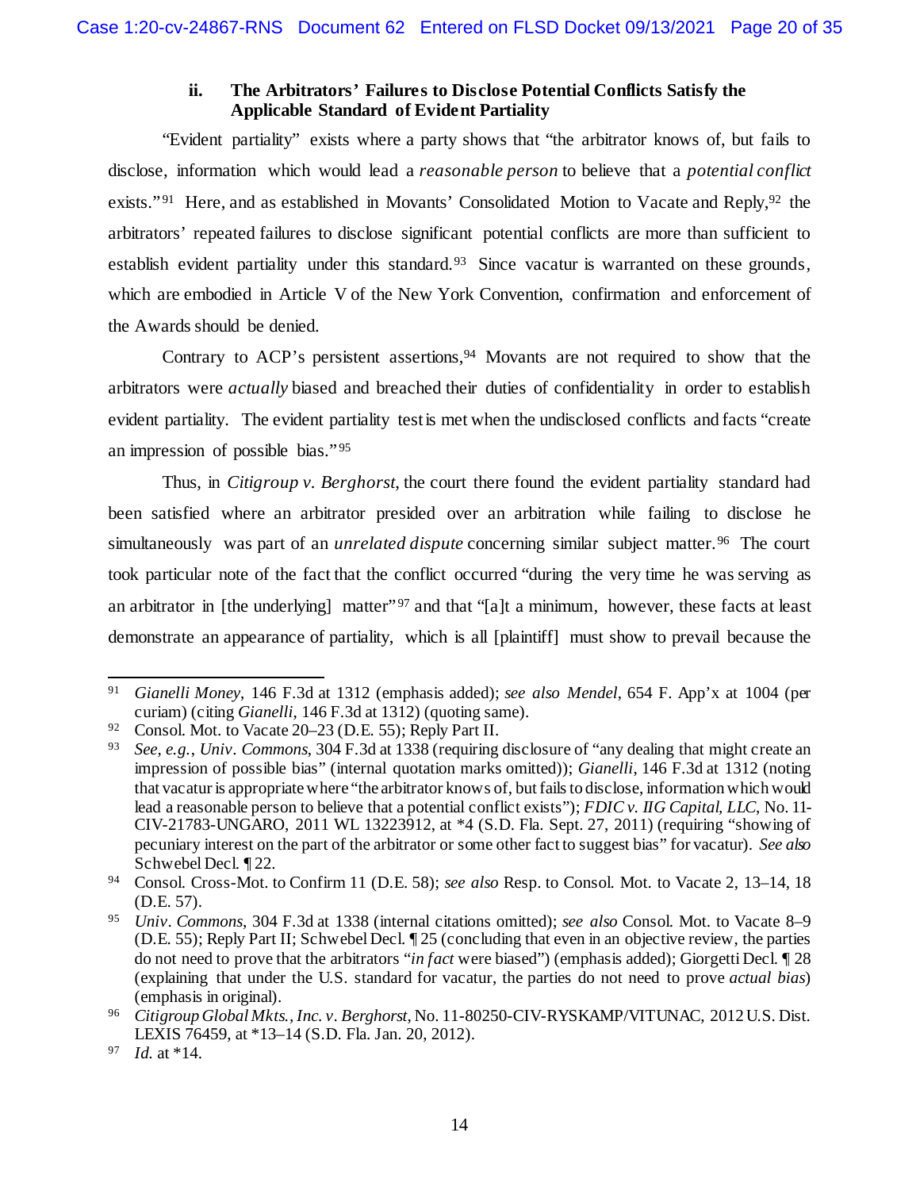### ii. The Arbitrators' Failures to Disclose Potential Conflicts Satisfy the Applicable Standard of Evident Partiality

"Evident partiality" exists where a party shows that "the arbitrator knows of, but fails to disclose, information which would lead a *reasonable person* to believe that a *potential conflict* exists."[91] Here, and as established in Movants' Consolidated Motion to Vacate and Reply,[92] the arbitrators' repeated failures to disclose significant potential conflicts are more than sufficient to establish evident partiality under this standard.[93] Since vacatur is warranted on these grounds, which are embodied in Article V of the New York Convention, confirmation and enforcement of the Awards should be denied.

Contrary to ACP's persistent assertions,[94] Movants are not required to show that the arbitrators were *actually* biased and breached their duties of confidentiality in order to establish evident partiality. The evident partiality test is met when the undisclosed conflicts and facts "create an impression of possible bias."[95]

Thus, in *Citigroup v. Berghorst*, the court there found the evident partiality standard had been satisfied where an arbitrator presided over an arbitration while failing to disclose he simultaneously was part of an *unrelated dispute* concerning similar subject matter.[96] The court took particular note of the fact that the conflict occurred "during the very time he was serving as an arbitrator in [the underlying] matter"[97] and that "[a]t a minimum, however, these facts at least demonstrate an appearance of partiality, which is all [plaintiff] must show to prevail because the

---

[91] *Gianelli Money*, 146 F.3d at 1312 (emphasis added); *see also Mendel*, 654 F. App'x at 1004 (per curiam) (citing *Gianelli*, 146 F.3d at 1312) (quoting same).

[92] Consol. Mot. to Vacate 20–23 (D.E. 55); Reply Part II.

[93] *See, e.g.*, *Univ. Commons*, 304 F.3d at 1338 (requiring disclosure of "any dealing that might create an impression of possible bias" (internal quotation marks omitted)); *Gianelli*, 146 F.3d at 1312 (noting that vacatur is appropriate where "the arbitrator knows of, but fails to disclose, information which would lead a reasonable person to believe that a potential conflict exists"); *FDIC v. IIG Capital, LLC*, No. 11-CIV-21783-UNGARO, 2011 WL 13223912, at *4 (S.D. Fla. Sept. 27, 2011) (requiring "showing of pecuniary interest on the part of the arbitrator or some other fact to suggest bias" for vacatur). *See also* Schwebel Decl. ¶ 22.

[94] Consol. Cross-Mot. to Confirm 11 (D.E. 58); *see also* Resp. to Consol. Mot. to Vacate 2, 13–14, 18 (D.E. 57).

[95] *Univ. Commons*, 304 F.3d at 1338 (internal citations omitted); *see also* Consol. Mot. to Vacate 8–9 (D.E. 55); Reply Part II; Schwebel Decl. ¶ 25 (concluding that even in an objective review, the parties do not need to prove that the arbitrators "*in fact* were biased") (emphasis added); Giorgetti Decl. ¶ 28 (explaining that under the U.S. standard for vacatur, the parties do not need to prove *actual bias*) (emphasis in original).

[96] *Citigroup Global Mkts., Inc. v. Berghorst*, No. 11-80250-CIV-RYSKAMP/VITUNAC, 2012 U.S. Dist. LEXIS 76459, at *13–14 (S.D. Fla. Jan. 20, 2012).

[97] *Id.* at *14.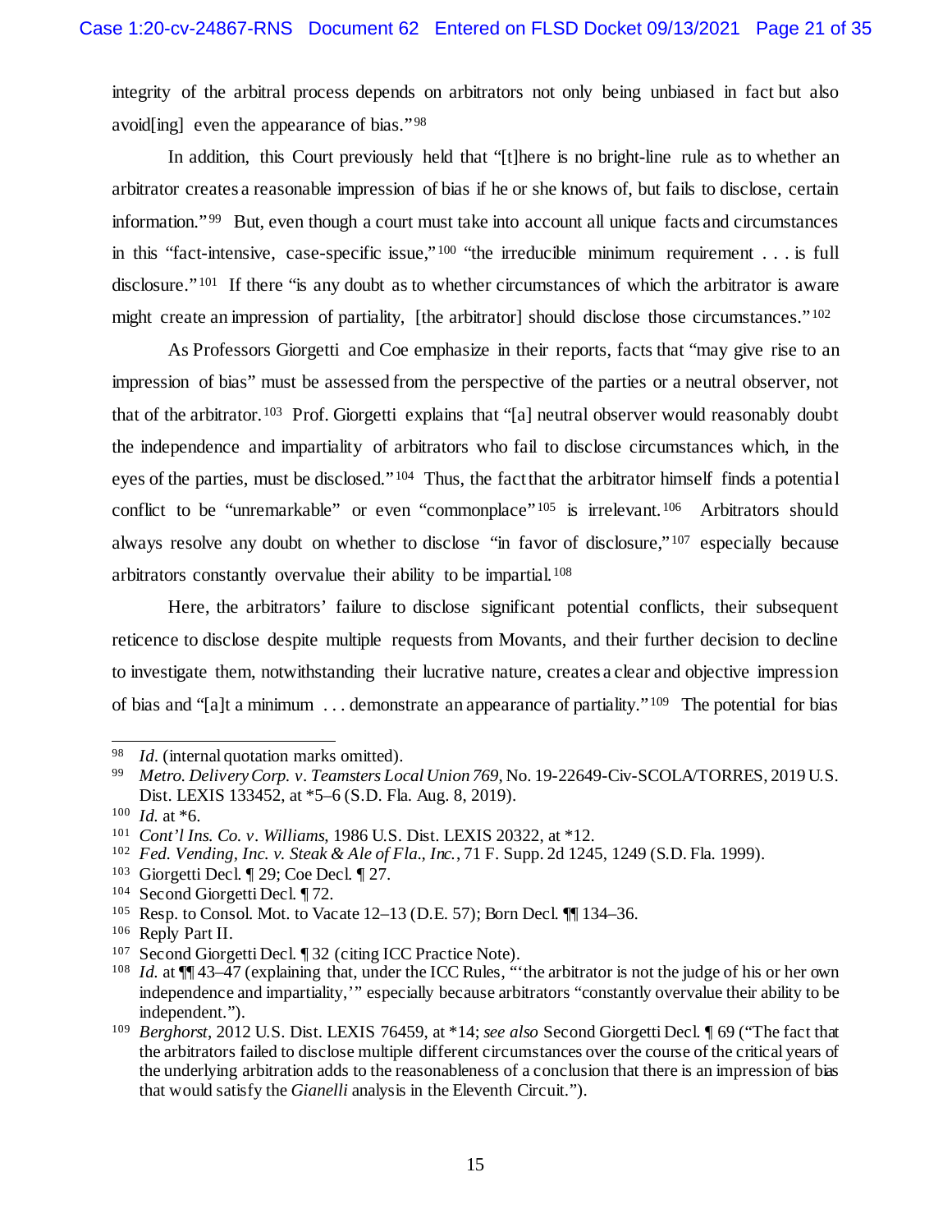integrity of the arbitral process depends on arbitrators not only being unbiased in fact but also avoid[ing] even the appearance of bias."[98]

In addition, this Court previously held that "[t]here is no bright-line rule as to whether an arbitrator creates a reasonable impression of bias if he or she knows of, but fails to disclose, certain information."[99] But, even though a court must take into account all unique facts and circumstances in this "fact-intensive, case-specific issue,"[100] "the irreducible minimum requirement . . . is full disclosure."[101] If there "is any doubt as to whether circumstances of which the arbitrator is aware might create an impression of partiality, [the arbitrator] should disclose those circumstances."[102]

As Professors Giorgetti and Coe emphasize in their reports, facts that "may give rise to an impression of bias" must be assessed from the perspective of the parties or a neutral observer, not that of the arbitrator.[103] Prof. Giorgetti explains that "[a] neutral observer would reasonably doubt the independence and impartiality of arbitrators who fail to disclose circumstances which, in the eyes of the parties, must be disclosed."[104] Thus, the fact that the arbitrator himself finds a potential conflict to be "unremarkable" or even "commonplace"[105] is irrelevant.[106] Arbitrators should always resolve any doubt on whether to disclose "in favor of disclosure,"[107] especially because arbitrators constantly overvalue their ability to be impartial.[108]

Here, the arbitrators' failure to disclose significant potential conflicts, their subsequent reticence to disclose despite multiple requests from Movants, and their further decision to decline to investigate them, notwithstanding their lucrative nature, creates a clear and objective impression of bias and "[a]t a minimum . . . demonstrate an appearance of partiality."[109] The potential for bias

---

[98] *Id.* (internal quotation marks omitted).

[99] *Metro. Delivery Corp. v. Teamsters Local Union 769*, No. 19-22649-Civ-SCOLA/TORRES, 2019 U.S. Dist. LEXIS 133452, at *5–6 (S.D. Fla. Aug. 8, 2019).

[100] *Id.* at *6.

[101] *Cont'l Ins. Co. v. Williams*, 1986 U.S. Dist. LEXIS 20322, at *12.

[102] *Fed. Vending, Inc. v. Steak & Ale of Fla., Inc.*, 71 F. Supp. 2d 1245, 1249 (S.D. Fla. 1999).

[103] Giorgetti Decl. ¶ 29; Coe Decl. ¶ 27.

[104] Second Giorgetti Decl. ¶ 72.

[105] Resp. to Consol. Mot. to Vacate 12–13 (D.E. 57); Born Decl. ¶¶ 134–36.

[106] Reply Part II.

[107] Second Giorgetti Decl. ¶ 32 (citing ICC Practice Note).

[108] *Id.* at ¶¶ 43–47 (explaining that, under the ICC Rules, "'the arbitrator is not the judge of his or her own independence and impartiality,'" especially because arbitrators "constantly overvalue their ability to be independent.").

[109] *Berghorst*, 2012 U.S. Dist. LEXIS 76459, at *14; *see also* Second Giorgetti Decl. ¶ 69 ("The fact that the arbitrators failed to disclose multiple different circumstances over the course of the critical years of the underlying arbitration adds to the reasonableness of a conclusion that there is an impression of bias that would satisfy the *Gianelli* analysis in the Eleventh Circuit.").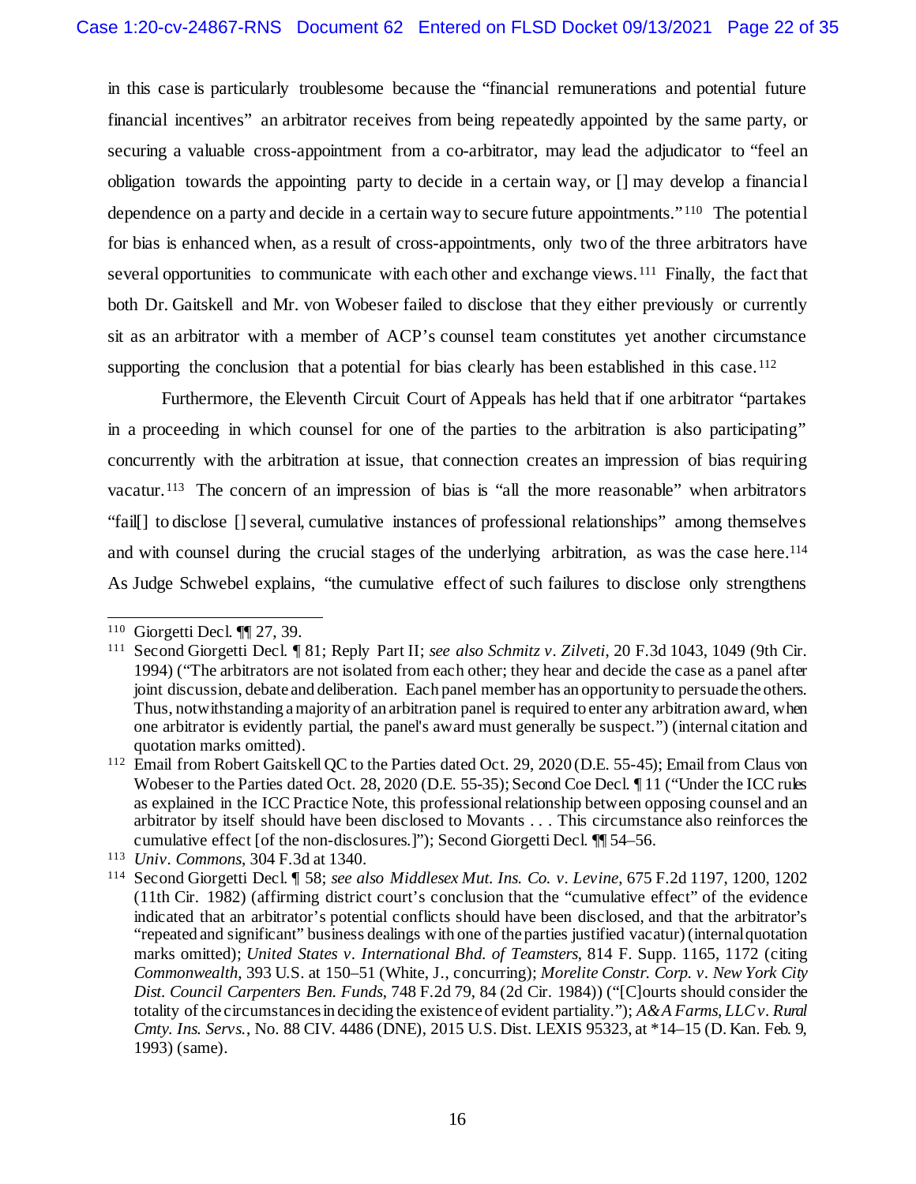in this case is particularly troublesome because the "financial remunerations and potential future financial incentives" an arbitrator receives from being repeatedly appointed by the same party, or securing a valuable cross-appointment from a co-arbitrator, may lead the adjudicator to "feel an obligation towards the appointing party to decide in a certain way, or [] may develop a financial dependence on a party and decide in a certain way to secure future appointments."[110] The potential for bias is enhanced when, as a result of cross-appointments, only two of the three arbitrators have several opportunities to communicate with each other and exchange views.[111] Finally, the fact that both Dr. Gaitskell and Mr. von Wobeser failed to disclose that they either previously or currently sit as an arbitrator with a member of ACP's counsel team constitutes yet another circumstance supporting the conclusion that a potential for bias clearly has been established in this case.[112]

Furthermore, the Eleventh Circuit Court of Appeals has held that if one arbitrator "partakes in a proceeding in which counsel for one of the parties to the arbitration is also participating" concurrently with the arbitration at issue, that connection creates an impression of bias requiring vacatur.[113] The concern of an impression of bias is "all the more reasonable" when arbitrators "fail[] to disclose [] several, cumulative instances of professional relationships" among themselves and with counsel during the crucial stages of the underlying arbitration, as was the case here.[114] As Judge Schwebel explains, "the cumulative effect of such failures to disclose only strengthens

---

[110] Giorgetti Decl. ¶¶ 27, 39.

[111] Second Giorgetti Decl. ¶ 81; Reply Part II; *see also Schmitz v. Zilveti*, 20 F.3d 1043, 1049 (9th Cir. 1994) ("The arbitrators are not isolated from each other; they hear and decide the case as a panel after joint discussion, debate and deliberation. Each panel member has an opportunity to persuade the others. Thus, notwithstanding a majority of an arbitration panel is required to enter any arbitration award, when one arbitrator is evidently partial, the panel's award must generally be suspect.") (internal citation and quotation marks omitted).

[112] Email from Robert Gaitskell QC to the Parties dated Oct. 29, 2020 (D.E. 55-45); Email from Claus von Wobeser to the Parties dated Oct. 28, 2020 (D.E. 55-35); Second Coe Decl. ¶ 11 ("Under the ICC rules as explained in the ICC Practice Note, this professional relationship between opposing counsel and an arbitrator by itself should have been disclosed to Movants . . . This circumstance also reinforces the cumulative effect [of the non-disclosures.]"); Second Giorgetti Decl. ¶¶ 54–56.

[113] *Univ. Commons*, 304 F.3d at 1340.

[114] Second Giorgetti Decl. ¶ 58; *see also Middlesex Mut. Ins. Co. v. Levine*, 675 F.2d 1197, 1200, 1202 (11th Cir. 1982) (affirming district court's conclusion that the "cumulative effect" of the evidence indicated that an arbitrator's potential conflicts should have been disclosed, and that the arbitrator's "repeated and significant" business dealings with one of the parties justified vacatur) (internal quotation marks omitted); *United States v. International Bhd. of Teamsters*, 814 F. Supp. 1165, 1172 (citing *Commonwealth*, 393 U.S. at 150–51 (White, J., concurring); *Morelite Constr. Corp. v. New York City Dist. Council Carpenters Ben. Funds*, 748 F.2d 79, 84 (2d Cir. 1984)) ("[C]ourts should consider the totality of the circumstances in deciding the existence of evident partiality."); *A&A Farms, LLC v. Rural Cmty. Ins. Servs.*, No. 88 CIV. 4486 (DNE), 2015 U.S. Dist. LEXIS 95323, at *14–15 (D. Kan. Feb. 9, 1993) (same).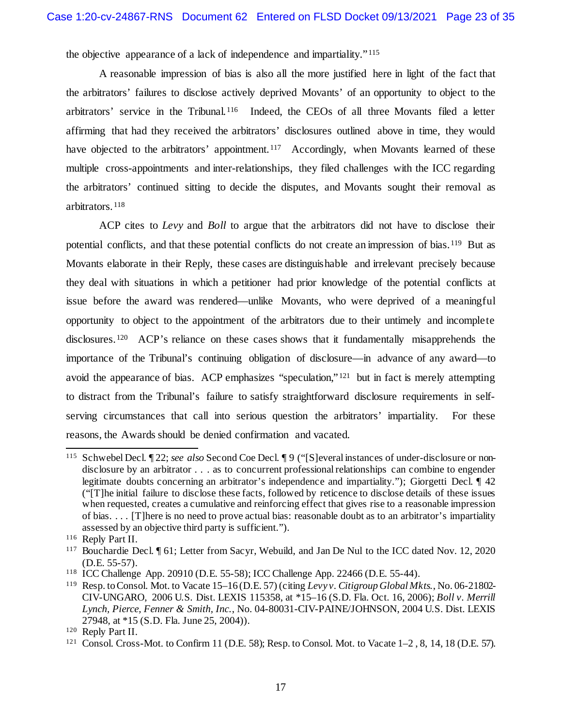the objective appearance of a lack of independence and impartiality."[115]

A reasonable impression of bias is also all the more justified here in light of the fact that the arbitrators' failures to disclose actively deprived Movants' of an opportunity to object to the arbitrators' service in the Tribunal.[116] Indeed, the CEOs of all three Movants filed a letter affirming that had they received the arbitrators' disclosures outlined above in time, they would have objected to the arbitrators' appointment.[117] Accordingly, when Movants learned of these multiple cross-appointments and inter-relationships, they filed challenges with the ICC regarding the arbitrators' continued sitting to decide the disputes, and Movants sought their removal as arbitrators.[118]

ACP cites to *Levy* and *Boll* to argue that the arbitrators did not have to disclose their potential conflicts, and that these potential conflicts do not create an impression of bias.[119] But as Movants elaborate in their Reply, these cases are distinguishable and irrelevant precisely because they deal with situations in which a petitioner had prior knowledge of the potential conflicts at issue before the award was rendered—unlike Movants, who were deprived of a meaningful opportunity to object to the appointment of the arbitrators due to their untimely and incomplete disclosures.[120] ACP's reliance on these cases shows that it fundamentally misapprehends the importance of the Tribunal's continuing obligation of disclosure—in advance of any award—to avoid the appearance of bias. ACP emphasizes "speculation,"[121] but in fact is merely attempting to distract from the Tribunal's failure to satisfy straightforward disclosure requirements in self-serving circumstances that call into serious question the arbitrators' impartiality. For these reasons, the Awards should be denied confirmation and vacated.

---

[115] Schwebel Decl. ¶ 22; *see also* Second Coe Decl. ¶ 9 ("[S]everal instances of under-disclosure or non-disclosure by an arbitrator . . . as to concurrent professional relationships can combine to engender legitimate doubts concerning an arbitrator's independence and impartiality."); Giorgetti Decl. ¶ 42 ("[T]he initial failure to disclose these facts, followed by reticence to disclose details of these issues when requested, creates a cumulative and reinforcing effect that gives rise to a reasonable impression of bias. . . . [T]here is no need to prove actual bias: reasonable doubt as to an arbitrator's impartiality assessed by an objective third party is sufficient.").

[116] Reply Part II.

[117] Bouchardie Decl. ¶ 61; Letter from Sacyr, Webuild, and Jan De Nul to the ICC dated Nov. 12, 2020 (D.E. 55-57).

[118] ICC Challenge App. 20910 (D.E. 55-58); ICC Challenge App. 22466 (D.E. 55-44).

[119] Resp. to Consol. Mot. to Vacate 15–16 (D.E. 57) (citing *Levy v. Citigroup Global Mkts.*, No. 06-21802-CIV-UNGARO, 2006 U.S. Dist. LEXIS 115358, at *15–16 (S.D. Fla. Oct. 16, 2006); *Boll v. Merrill Lynch, Pierce, Fenner & Smith, Inc.*, No. 04-80031-CIV-PAINE/JOHNSON, 2004 U.S. Dist. LEXIS 27948, at *15 (S.D. Fla. June 25, 2004)).

[120] Reply Part II.

[121] Consol. Cross-Mot. to Confirm 11 (D.E. 58); Resp. to Consol. Mot. to Vacate 1–2 , 8, 14, 18 (D.E. 57).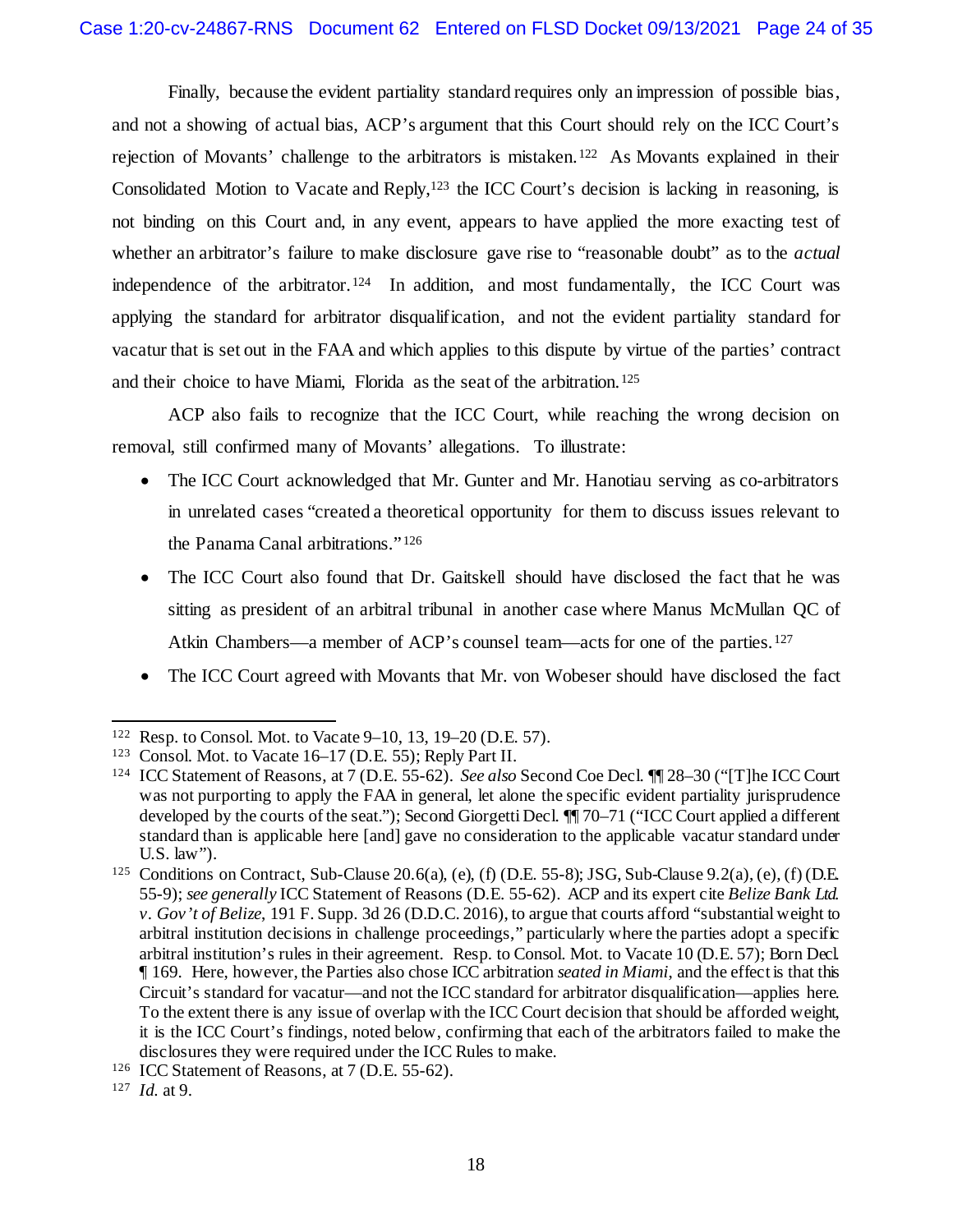Finally, because the evident partiality standard requires only an impression of possible bias, and not a showing of actual bias, ACP's argument that this Court should rely on the ICC Court's rejection of Movants' challenge to the arbitrators is mistaken.[122] As Movants explained in their Consolidated Motion to Vacate and Reply,[123] the ICC Court's decision is lacking in reasoning, is not binding on this Court and, in any event, appears to have applied the more exacting test of whether an arbitrator's failure to make disclosure gave rise to "reasonable doubt" as to the *actual* independence of the arbitrator.[124] In addition, and most fundamentally, the ICC Court was applying the standard for arbitrator disqualification, and not the evident partiality standard for vacatur that is set out in the FAA and which applies to this dispute by virtue of the parties' contract and their choice to have Miami, Florida as the seat of the arbitration.[125]

ACP also fails to recognize that the ICC Court, while reaching the wrong decision on removal, still confirmed many of Movants' allegations. To illustrate:

- The ICC Court acknowledged that Mr. Gunter and Mr. Hanotiau serving as co-arbitrators in unrelated cases "created a theoretical opportunity for them to discuss issues relevant to the Panama Canal arbitrations."[126]
- The ICC Court also found that Dr. Gaitskell should have disclosed the fact that he was sitting as president of an arbitral tribunal in another case where Manus McMullan QC of Atkin Chambers—a member of ACP's counsel team—acts for one of the parties.[127]
- The ICC Court agreed with Movants that Mr. von Wobeser should have disclosed the fact

---

[122] Resp. to Consol. Mot. to Vacate 9–10, 13, 19–20 (D.E. 57).

[123] Consol. Mot. to Vacate 16–17 (D.E. 55); Reply Part II.

[124] ICC Statement of Reasons, at 7 (D.E. 55-62). *See also* Second Coe Decl. ¶¶ 28–30 ("[T]he ICC Court was not purporting to apply the FAA in general, let alone the specific evident partiality jurisprudence developed by the courts of the seat."); Second Giorgetti Decl. ¶¶ 70–71 ("ICC Court applied a different standard than is applicable here [and] gave no consideration to the applicable vacatur standard under U.S. law").

[125] Conditions on Contract, Sub-Clause 20.6(a), (e), (f) (D.E. 55-8); JSG, Sub-Clause 9.2(a), (e), (f) (D.E. 55-9); *see generally* ICC Statement of Reasons (D.E. 55-62). ACP and its expert cite *Belize Bank Ltd. v. Gov't of Belize*, 191 F. Supp. 3d 26 (D.D.C. 2016), to argue that courts afford "substantial weight to arbitral institution decisions in challenge proceedings," particularly where the parties adopt a specific arbitral institution's rules in their agreement. Resp. to Consol. Mot. to Vacate 10 (D.E. 57); Born Decl. ¶ 169. Here, however, the Parties also chose ICC arbitration *seated in Miami*, and the effect is that this Circuit's standard for vacatur—and not the ICC standard for arbitrator disqualification—applies here. To the extent there is any issue of overlap with the ICC Court decision that should be afforded weight, it is the ICC Court's findings, noted below, confirming that each of the arbitrators failed to make the disclosures they were required under the ICC Rules to make.

[126] ICC Statement of Reasons, at 7 (D.E. 55-62).

[127] *Id.* at 9.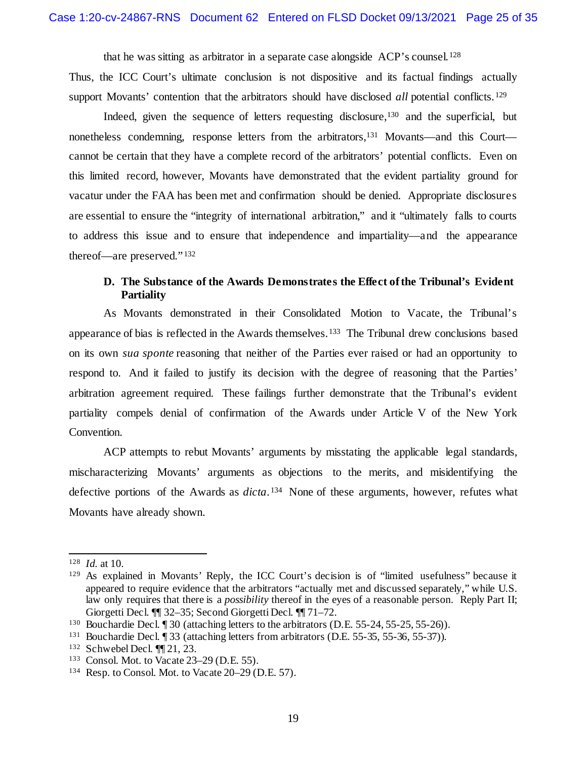that he was sitting as arbitrator in a separate case alongside ACP's counsel.[128] Thus, the ICC Court's ultimate conclusion is not dispositive and its factual findings actually support Movants' contention that the arbitrators should have disclosed *all* potential conflicts.[129]

Indeed, given the sequence of letters requesting disclosure,[130] and the superficial, but nonetheless condemning, response letters from the arbitrators,[131] Movants—and this Court—cannot be certain that they have a complete record of the arbitrators' potential conflicts. Even on this limited record, however, Movants have demonstrated that the evident partiality ground for vacatur under the FAA has been met and confirmation should be denied. Appropriate disclosures are essential to ensure the "integrity of international arbitration," and it "ultimately falls to courts to address this issue and to ensure that independence and impartiality—and the appearance thereof—are preserved."[132]

### D. The Substance of the Awards Demonstrates the Effect of the Tribunal's Evident Partiality

As Movants demonstrated in their Consolidated Motion to Vacate, the Tribunal's appearance of bias is reflected in the Awards themselves.[133] The Tribunal drew conclusions based on its own *sua sponte* reasoning that neither of the Parties ever raised or had an opportunity to respond to. And it failed to justify its decision with the degree of reasoning that the Parties' arbitration agreement required. These failings further demonstrate that the Tribunal's evident partiality compels denial of confirmation of the Awards under Article V of the New York Convention.

ACP attempts to rebut Movants' arguments by misstating the applicable legal standards, mischaracterizing Movants' arguments as objections to the merits, and misidentifying the defective portions of the Awards as *dicta*.[134] None of these arguments, however, refutes what Movants have already shown.

---

[128] *Id.* at 10.

[129] As explained in Movants' Reply, the ICC Court's decision is of "limited usefulness" because it appeared to require evidence that the arbitrators "actually met and discussed separately," while U.S. law only requires that there is a *possibility* thereof in the eyes of a reasonable person. Reply Part II; Giorgetti Decl. ¶¶ 32–35; Second Giorgetti Decl. ¶¶ 71–72.

[130] Bouchardie Decl. ¶ 30 (attaching letters to the arbitrators (D.E. 55-24, 55-25, 55-26)).

[131] Bouchardie Decl. ¶ 33 (attaching letters from arbitrators (D.E. 55-35, 55-36, 55-37)).

[132] Schwebel Decl. ¶¶ 21, 23.

[133] Consol. Mot. to Vacate 23–29 (D.E. 55).

[134] Resp. to Consol. Mot. to Vacate 20–29 (D.E. 57).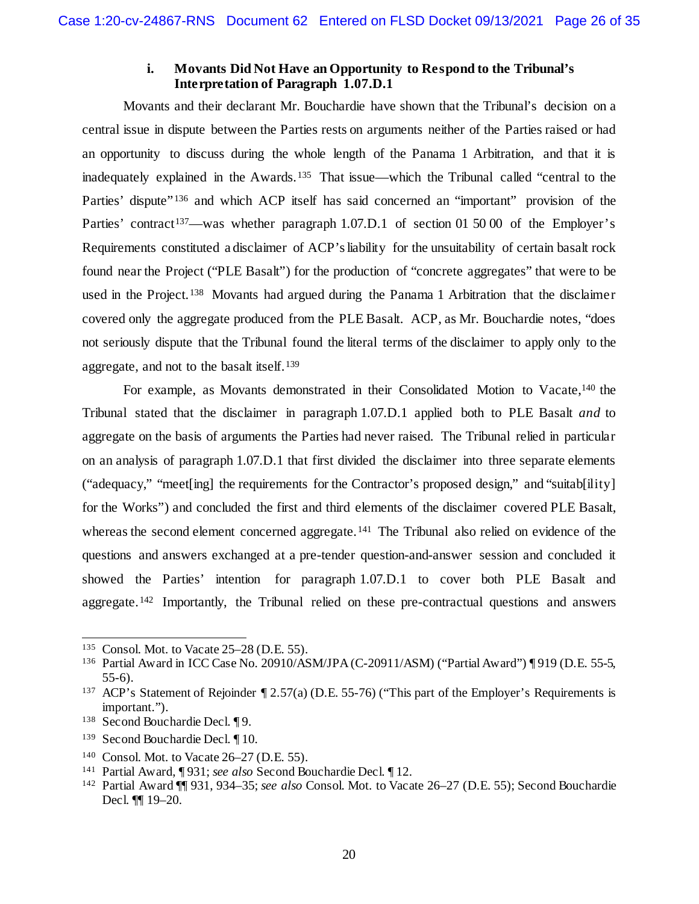#### i. Movants Did Not Have an Opportunity to Respond to the Tribunal's Interpretation of Paragraph 1.07.D.1

Movants and their declarant Mr. Bouchardie have shown that the Tribunal's decision on a central issue in dispute between the Parties rests on arguments neither of the Parties raised or had an opportunity to discuss during the whole length of the Panama 1 Arbitration, and that it is inadequately explained in the Awards.[135] That issue—which the Tribunal called "central to the Parties' dispute"[136] and which ACP itself has said concerned an "important" provision of the Parties' contract[137]—was whether paragraph 1.07.D.1 of section 01 50 00 of the Employer's Requirements constituted a disclaimer of ACP's liability for the unsuitability of certain basalt rock found near the Project ("PLE Basalt") for the production of "concrete aggregates" that were to be used in the Project.[138] Movants had argued during the Panama 1 Arbitration that the disclaimer covered only the aggregate produced from the PLE Basalt. ACP, as Mr. Bouchardie notes, "does not seriously dispute that the Tribunal found the literal terms of the disclaimer to apply only to the aggregate, and not to the basalt itself.[139]

For example, as Movants demonstrated in their Consolidated Motion to Vacate,[140] the Tribunal stated that the disclaimer in paragraph 1.07.D.1 applied both to PLE Basalt *and* to aggregate on the basis of arguments the Parties had never raised. The Tribunal relied in particular on an analysis of paragraph 1.07.D.1 that first divided the disclaimer into three separate elements ("adequacy," "meet[ing] the requirements for the Contractor's proposed design," and "suitab[ility] for the Works") and concluded the first and third elements of the disclaimer covered PLE Basalt, whereas the second element concerned aggregate.[141] The Tribunal also relied on evidence of the questions and answers exchanged at a pre-tender question-and-answer session and concluded it showed the Parties' intention for paragraph 1.07.D.1 to cover both PLE Basalt and aggregate.[142] Importantly, the Tribunal relied on these pre-contractual questions and answers

---

[135] Consol. Mot. to Vacate 25–28 (D.E. 55).

[136] Partial Award in ICC Case No. 20910/ASM/JPA (C-20911/ASM) ("Partial Award") ¶ 919 (D.E. 55-5, 55-6).

[137] ACP's Statement of Rejoinder ¶ 2.57(a) (D.E. 55-76) ("This part of the Employer's Requirements is important.").

[138] Second Bouchardie Decl. ¶ 9.

[139] Second Bouchardie Decl. ¶ 10.

[140] Consol. Mot. to Vacate 26–27 (D.E. 55).

[141] Partial Award, ¶ 931; *see also* Second Bouchardie Decl. ¶ 12.

[142] Partial Award ¶¶ 931, 934–35; *see also* Consol. Mot. to Vacate 26–27 (D.E. 55); Second Bouchardie Decl. ¶¶ 19–20.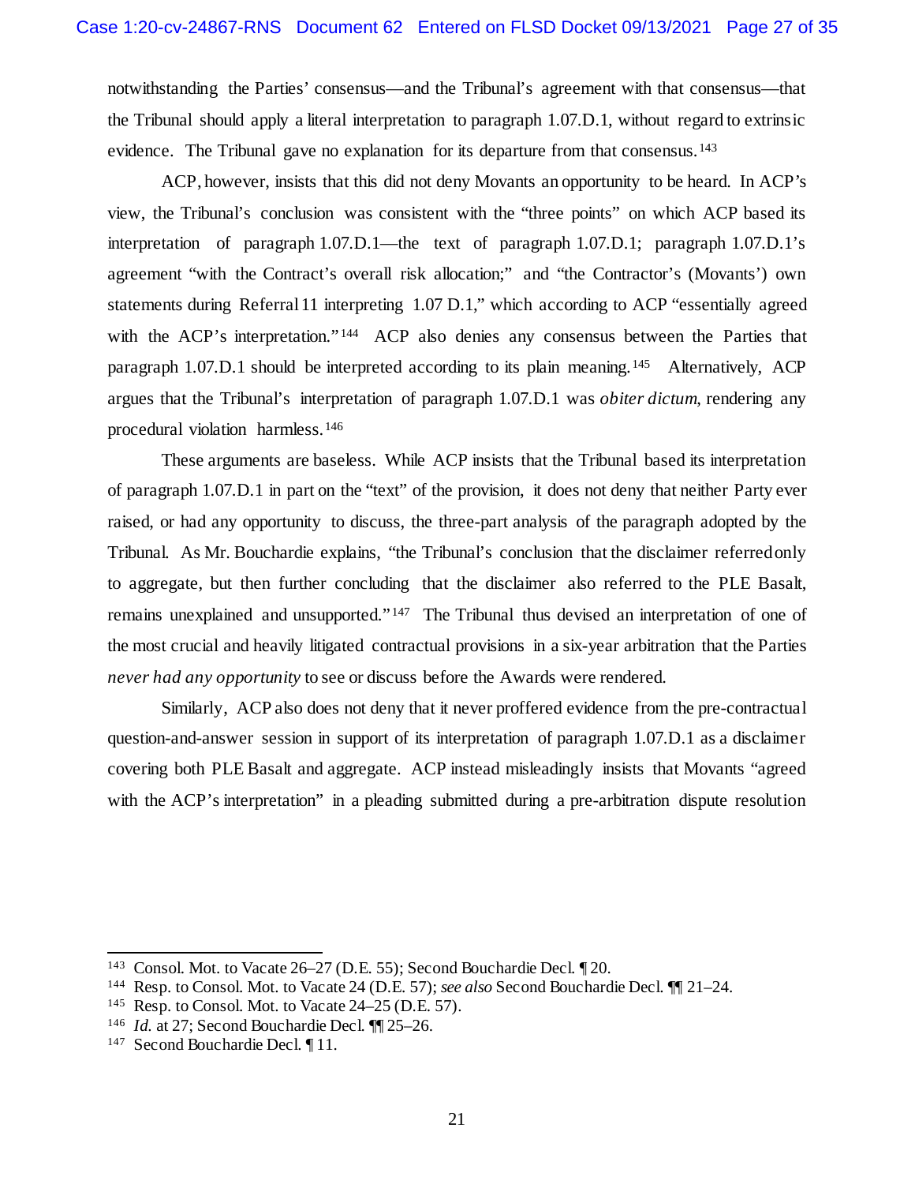notwithstanding the Parties' consensus—and the Tribunal's agreement with that consensus—that the Tribunal should apply a literal interpretation to paragraph 1.07.D.1, without regard to extrinsic evidence. The Tribunal gave no explanation for its departure from that consensus.[143]

ACP, however, insists that this did not deny Movants an opportunity to be heard. In ACP's view, the Tribunal's conclusion was consistent with the "three points" on which ACP based its interpretation of paragraph 1.07.D.1—the text of paragraph 1.07.D.1; paragraph 1.07.D.1's agreement "with the Contract's overall risk allocation;" and "the Contractor's (Movants') own statements during Referral 11 interpreting 1.07 D.1," which according to ACP "essentially agreed with the ACP's interpretation."[144] ACP also denies any consensus between the Parties that paragraph 1.07.D.1 should be interpreted according to its plain meaning.[145] Alternatively, ACP argues that the Tribunal's interpretation of paragraph 1.07.D.1 was *obiter dictum*, rendering any procedural violation harmless.[146]

These arguments are baseless. While ACP insists that the Tribunal based its interpretation of paragraph 1.07.D.1 in part on the "text" of the provision, it does not deny that neither Party ever raised, or had any opportunity to discuss, the three-part analysis of the paragraph adopted by the Tribunal. As Mr. Bouchardie explains, "the Tribunal's conclusion that the disclaimer referred only to aggregate, but then further concluding that the disclaimer also referred to the PLE Basalt, remains unexplained and unsupported."[147] The Tribunal thus devised an interpretation of one of the most crucial and heavily litigated contractual provisions in a six-year arbitration that the Parties *never had any opportunity* to see or discuss before the Awards were rendered.

Similarly, ACP also does not deny that it never proffered evidence from the pre-contractual question-and-answer session in support of its interpretation of paragraph 1.07.D.1 as a disclaimer covering both PLE Basalt and aggregate. ACP instead misleadingly insists that Movants "agreed with the ACP's interpretation" in a pleading submitted during a pre-arbitration dispute resolution

---

[143] Consol. Mot. to Vacate 26–27 (D.E. 55); Second Bouchardie Decl. ¶ 20.

[144] Resp. to Consol. Mot. to Vacate 24 (D.E. 57); *see also* Second Bouchardie Decl. ¶¶ 21–24.

[145] Resp. to Consol. Mot. to Vacate 24–25 (D.E. 57).

[146] *Id.* at 27; Second Bouchardie Decl. ¶¶ 25–26.

[147] Second Bouchardie Decl. ¶ 11.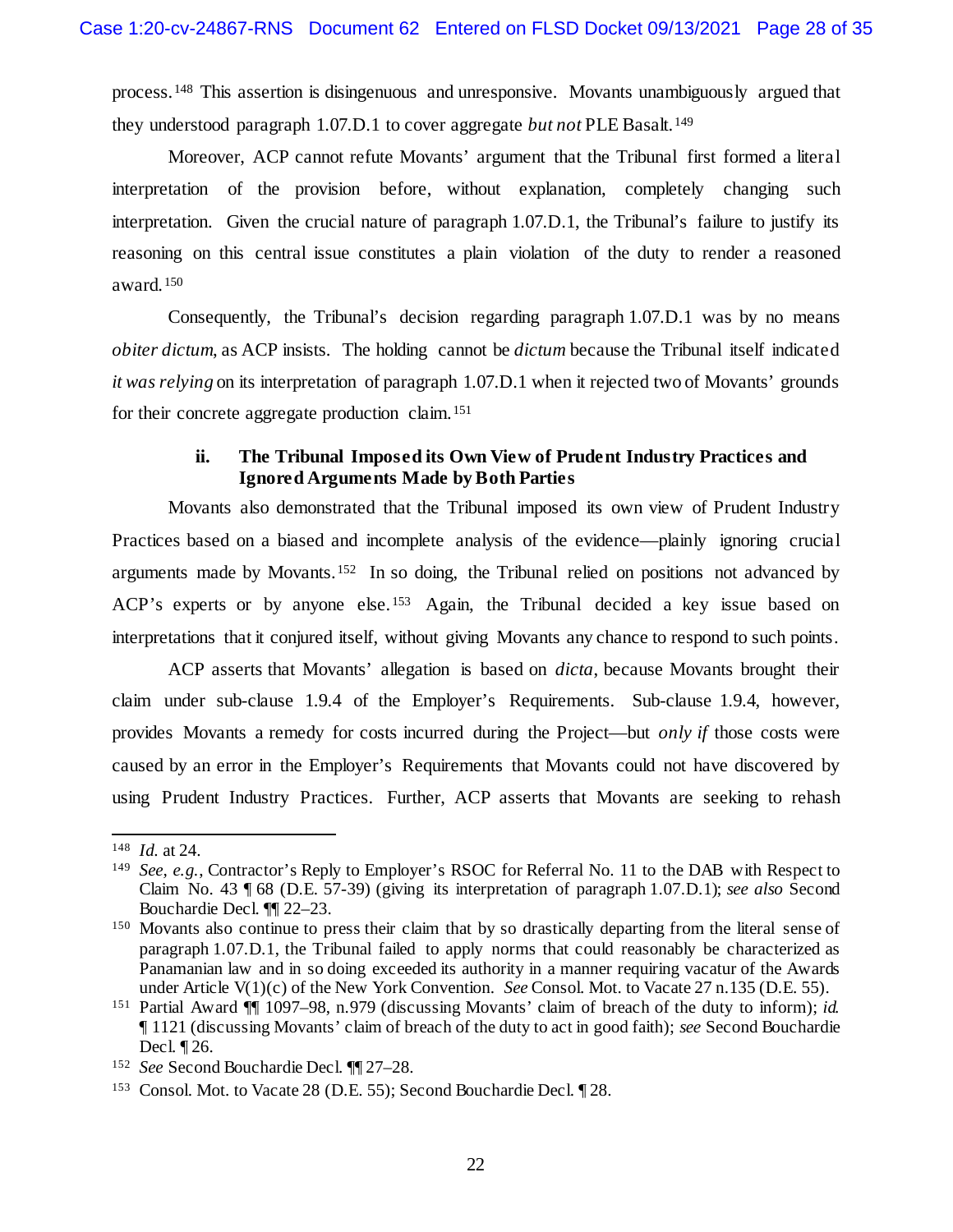process.[148] This assertion is disingenuous and unresponsive. Movants unambiguously argued that they understood paragraph 1.07.D.1 to cover aggregate *but not* PLE Basalt.[149]

Moreover, ACP cannot refute Movants' argument that the Tribunal first formed a literal interpretation of the provision before, without explanation, completely changing such interpretation. Given the crucial nature of paragraph 1.07.D.1, the Tribunal's failure to justify its reasoning on this central issue constitutes a plain violation of the duty to render a reasoned award.[150]

Consequently, the Tribunal's decision regarding paragraph 1.07.D.1 was by no means *obiter dictum*, as ACP insists. The holding cannot be *dictum* because the Tribunal itself indicated *it was relying* on its interpretation of paragraph 1.07.D.1 when it rejected two of Movants' grounds for their concrete aggregate production claim.[151]

#### ii. The Tribunal Imposed its Own View of Prudent Industry Practices and Ignored Arguments Made by Both Parties

Movants also demonstrated that the Tribunal imposed its own view of Prudent Industry Practices based on a biased and incomplete analysis of the evidence—plainly ignoring crucial arguments made by Movants.[152] In so doing, the Tribunal relied on positions not advanced by ACP's experts or by anyone else.[153] Again, the Tribunal decided a key issue based on interpretations that it conjured itself, without giving Movants any chance to respond to such points.

ACP asserts that Movants' allegation is based on *dicta*, because Movants brought their claim under sub-clause 1.9.4 of the Employer's Requirements. Sub-clause 1.9.4, however, provides Movants a remedy for costs incurred during the Project—but *only if* those costs were caused by an error in the Employer's Requirements that Movants could not have discovered by using Prudent Industry Practices. Further, ACP asserts that Movants are seeking to rehash

---

[148] *Id.* at 24.

[149] *See, e.g.*, Contractor's Reply to Employer's RSOC for Referral No. 11 to the DAB with Respect to Claim No. 43 ¶ 68 (D.E. 57-39) (giving its interpretation of paragraph 1.07.D.1); *see also* Second Bouchardie Decl. ¶¶ 22–23.

[150] Movants also continue to press their claim that by so drastically departing from the literal sense of paragraph 1.07.D.1, the Tribunal failed to apply norms that could reasonably be characterized as Panamanian law and in so doing exceeded its authority in a manner requiring vacatur of the Awards under Article V(1)(c) of the New York Convention. *See* Consol. Mot. to Vacate 27 n.135 (D.E. 55).

[151] Partial Award ¶¶ 1097–98, n.979 (discussing Movants' claim of breach of the duty to inform); *id.* ¶ 1121 (discussing Movants' claim of breach of the duty to act in good faith); *see* Second Bouchardie Decl. ¶ 26.

[152] *See* Second Bouchardie Decl. ¶¶ 27–28.

[153] Consol. Mot. to Vacate 28 (D.E. 55); Second Bouchardie Decl. ¶ 28.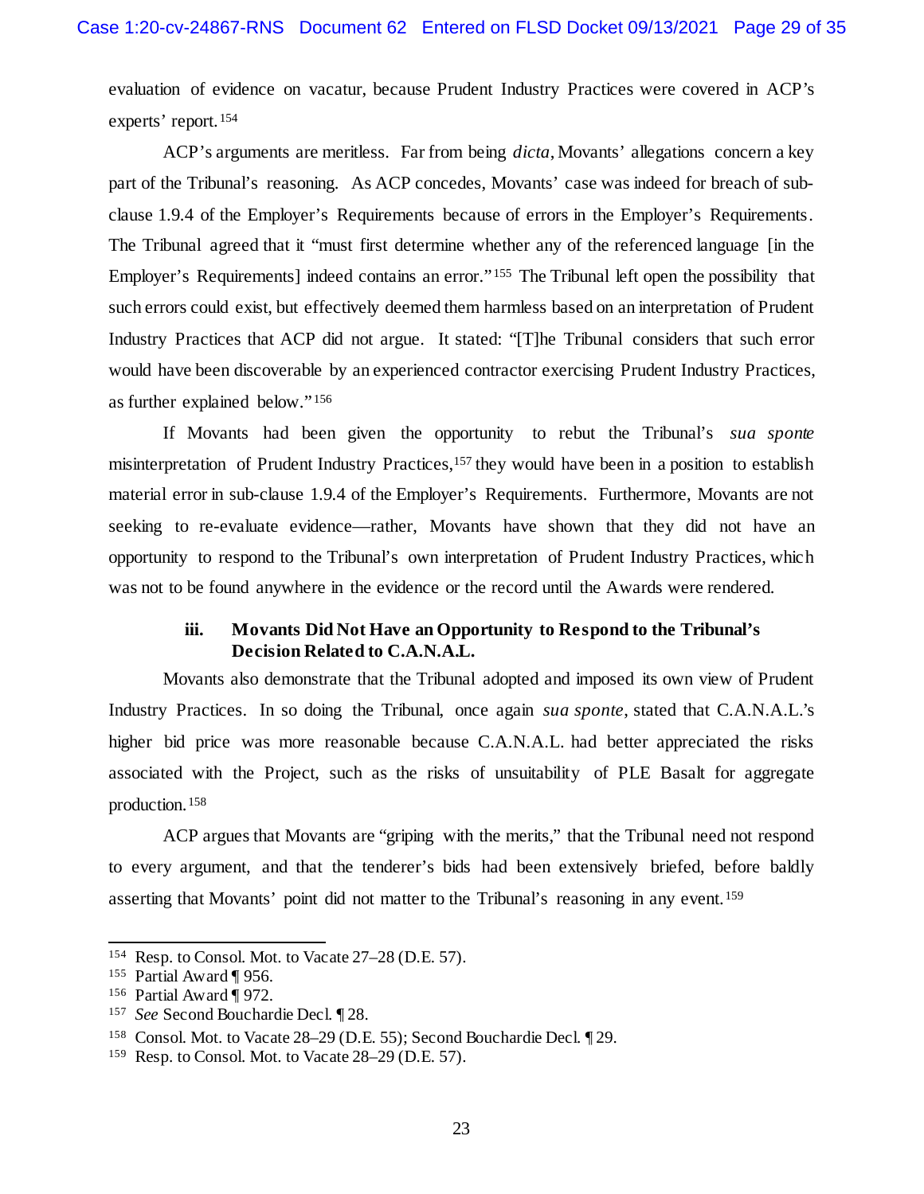evaluation of evidence on vacatur, because Prudent Industry Practices were covered in ACP's experts' report.[154]

ACP's arguments are meritless. Far from being *dicta*, Movants' allegations concern a key part of the Tribunal's reasoning. As ACP concedes, Movants' case was indeed for breach of sub-clause 1.9.4 of the Employer's Requirements because of errors in the Employer's Requirements. The Tribunal agreed that it "must first determine whether any of the referenced language [in the Employer's Requirements] indeed contains an error."[155] The Tribunal left open the possibility that such errors could exist, but effectively deemed them harmless based on an interpretation of Prudent Industry Practices that ACP did not argue. It stated: "[T]he Tribunal considers that such error would have been discoverable by an experienced contractor exercising Prudent Industry Practices, as further explained below."[156]

If Movants had been given the opportunity to rebut the Tribunal's *sua sponte* misinterpretation of Prudent Industry Practices,[157] they would have been in a position to establish material error in sub-clause 1.9.4 of the Employer's Requirements. Furthermore, Movants are not seeking to re-evaluate evidence—rather, Movants have shown that they did not have an opportunity to respond to the Tribunal's own interpretation of Prudent Industry Practices, which was not to be found anywhere in the evidence or the record until the Awards were rendered.

### iii. Movants Did Not Have an Opportunity to Respond to the Tribunal's Decision Related to C.A.N.A.L.

Movants also demonstrate that the Tribunal adopted and imposed its own view of Prudent Industry Practices. In so doing the Tribunal, once again *sua sponte*, stated that C.A.N.A.L.'s higher bid price was more reasonable because C.A.N.A.L. had better appreciated the risks associated with the Project, such as the risks of unsuitability of PLE Basalt for aggregate production.[158]

ACP argues that Movants are "griping with the merits," that the Tribunal need not respond to every argument, and that the tenderer's bids had been extensively briefed, before baldly asserting that Movants' point did not matter to the Tribunal's reasoning in any event.[159]

---

[154] Resp. to Consol. Mot. to Vacate 27–28 (D.E. 57).

[155] Partial Award ¶ 956.

[156] Partial Award ¶ 972.

[157] *See* Second Bouchardie Decl. ¶ 28.

[158] Consol. Mot. to Vacate 28–29 (D.E. 55); Second Bouchardie Decl. ¶ 29.

[159] Resp. to Consol. Mot. to Vacate 28–29 (D.E. 57).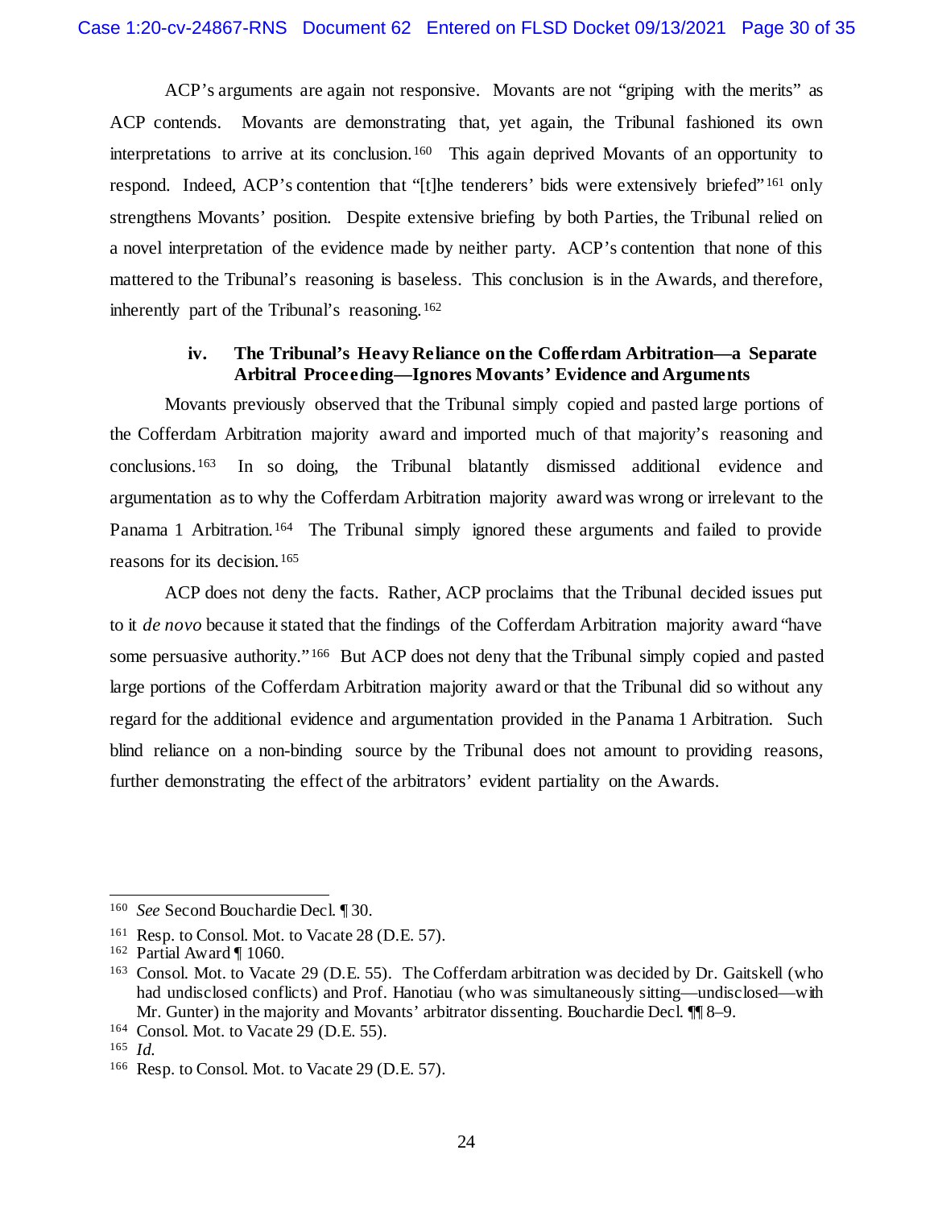ACP's arguments are again not responsive. Movants are not "griping with the merits" as ACP contends. Movants are demonstrating that, yet again, the Tribunal fashioned its own interpretations to arrive at its conclusion.[160] This again deprived Movants of an opportunity to respond. Indeed, ACP's contention that "[t]he tenderers' bids were extensively briefed"[161] only strengthens Movants' position. Despite extensive briefing by both Parties, the Tribunal relied on a novel interpretation of the evidence made by neither party. ACP's contention that none of this mattered to the Tribunal's reasoning is baseless. This conclusion is in the Awards, and therefore, inherently part of the Tribunal's reasoning.[162]

#### iv. The Tribunal's Heavy Reliance on the Cofferdam Arbitration—a Separate Arbitral Proceeding—Ignores Movants' Evidence and Arguments

Movants previously observed that the Tribunal simply copied and pasted large portions of the Cofferdam Arbitration majority award and imported much of that majority's reasoning and conclusions.[163] In so doing, the Tribunal blatantly dismissed additional evidence and argumentation as to why the Cofferdam Arbitration majority award was wrong or irrelevant to the Panama 1 Arbitration.[164] The Tribunal simply ignored these arguments and failed to provide reasons for its decision.[165]

ACP does not deny the facts. Rather, ACP proclaims that the Tribunal decided issues put to it *de novo* because it stated that the findings of the Cofferdam Arbitration majority award "have some persuasive authority."[166] But ACP does not deny that the Tribunal simply copied and pasted large portions of the Cofferdam Arbitration majority award or that the Tribunal did so without any regard for the additional evidence and argumentation provided in the Panama 1 Arbitration. Such blind reliance on a non-binding source by the Tribunal does not amount to providing reasons, further demonstrating the effect of the arbitrators' evident partiality on the Awards.

---

[160] *See* Second Bouchardie Decl. ¶ 30.

[161] Resp. to Consol. Mot. to Vacate 28 (D.E. 57).

[162] Partial Award ¶ 1060.

[163] Consol. Mot. to Vacate 29 (D.E. 55). The Cofferdam arbitration was decided by Dr. Gaitskell (who had undisclosed conflicts) and Prof. Hanotiau (who was simultaneously sitting—undisclosed—with Mr. Gunter) in the majority and Movants' arbitrator dissenting. Bouchardie Decl. ¶¶ 8–9.

[164] Consol. Mot. to Vacate 29 (D.E. 55).

[165] *Id.*

[166] Resp. to Consol. Mot. to Vacate 29 (D.E. 57).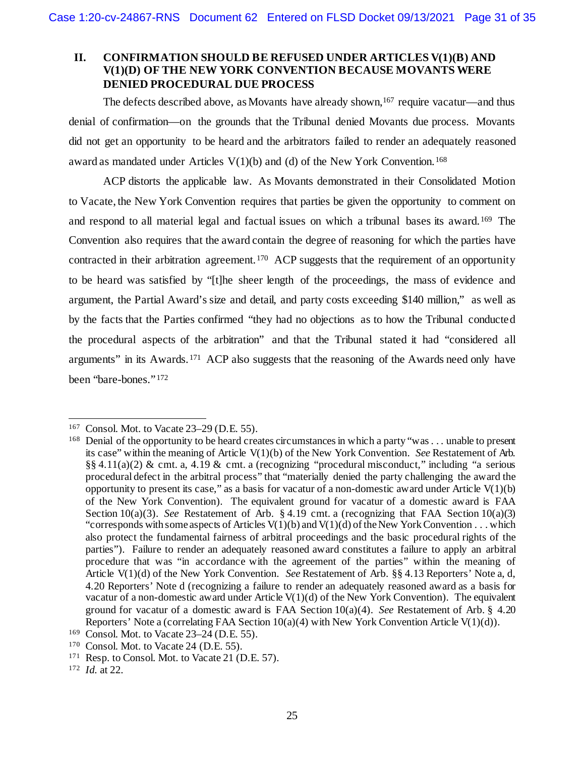## II. CONFIRMATION SHOULD BE REFUSED UNDER ARTICLES V(1)(B) AND V(1)(D) OF THE NEW YORK CONVENTION BECAUSE MOVANTS WERE DENIED PROCEDURAL DUE PROCESS

The defects described above, as Movants have already shown,[167] require vacatur—and thus denial of confirmation—on the grounds that the Tribunal denied Movants due process. Movants did not get an opportunity to be heard and the arbitrators failed to render an adequately reasoned award as mandated under Articles V(1)(b) and (d) of the New York Convention.[168]

ACP distorts the applicable law. As Movants demonstrated in their Consolidated Motion to Vacate, the New York Convention requires that parties be given the opportunity to comment on and respond to all material legal and factual issues on which a tribunal bases its award.[169] The Convention also requires that the award contain the degree of reasoning for which the parties have contracted in their arbitration agreement.[170] ACP suggests that the requirement of an opportunity to be heard was satisfied by "[t]he sheer length of the proceedings, the mass of evidence and argument, the Partial Award's size and detail, and party costs exceeding $140 million," as well as by the facts that the Parties confirmed "they had no objections as to how the Tribunal conducted the procedural aspects of the arbitration" and that the Tribunal stated it had "considered all arguments" in its Awards.[171] ACP also suggests that the reasoning of the Awards need only have been "bare-bones."[172]

---

[167] Consol. Mot. to Vacate 23–29 (D.E. 55).

[168] Denial of the opportunity to be heard creates circumstances in which a party "was . . . unable to present its case" within the meaning of Article V(1)(b) of the New York Convention. *See* Restatement of Arb. §§ 4.11(a)(2) & cmt. a, 4.19 & cmt. a (recognizing "procedural misconduct," including "a serious procedural defect in the arbitral process" that "materially denied the party challenging the award the opportunity to present its case," as a basis for vacatur of a non-domestic award under Article V(1)(b) of the New York Convention). The equivalent ground for vacatur of a domestic award is FAA Section 10(a)(3). *See* Restatement of Arb. § 4.19 cmt. a (recognizing that FAA Section 10(a)(3) "corresponds with some aspects of Articles V(1)(b) and V(1)(d) of the New York Convention . . . which also protect the fundamental fairness of arbitral proceedings and the basic procedural rights of the parties"). Failure to render an adequately reasoned award constitutes a failure to apply an arbitral procedure that was "in accordance with the agreement of the parties" within the meaning of Article V(1)(d) of the New York Convention. *See* Restatement of Arb. §§ 4.13 Reporters' Note a, d, 4.20 Reporters' Note d (recognizing a failure to render an adequately reasoned award as a basis for vacatur of a non-domestic award under Article V(1)(d) of the New York Convention). The equivalent ground for vacatur of a domestic award is FAA Section 10(a)(4). *See* Restatement of Arb. § 4.20 Reporters' Note a (correlating FAA Section 10(a)(4) with New York Convention Article V(1)(d)).

[169] Consol. Mot. to Vacate 23–24 (D.E. 55).

[170] Consol. Mot. to Vacate 24 (D.E. 55).

[171] Resp. to Consol. Mot. to Vacate 21 (D.E. 57).

[172] *Id.* at 22.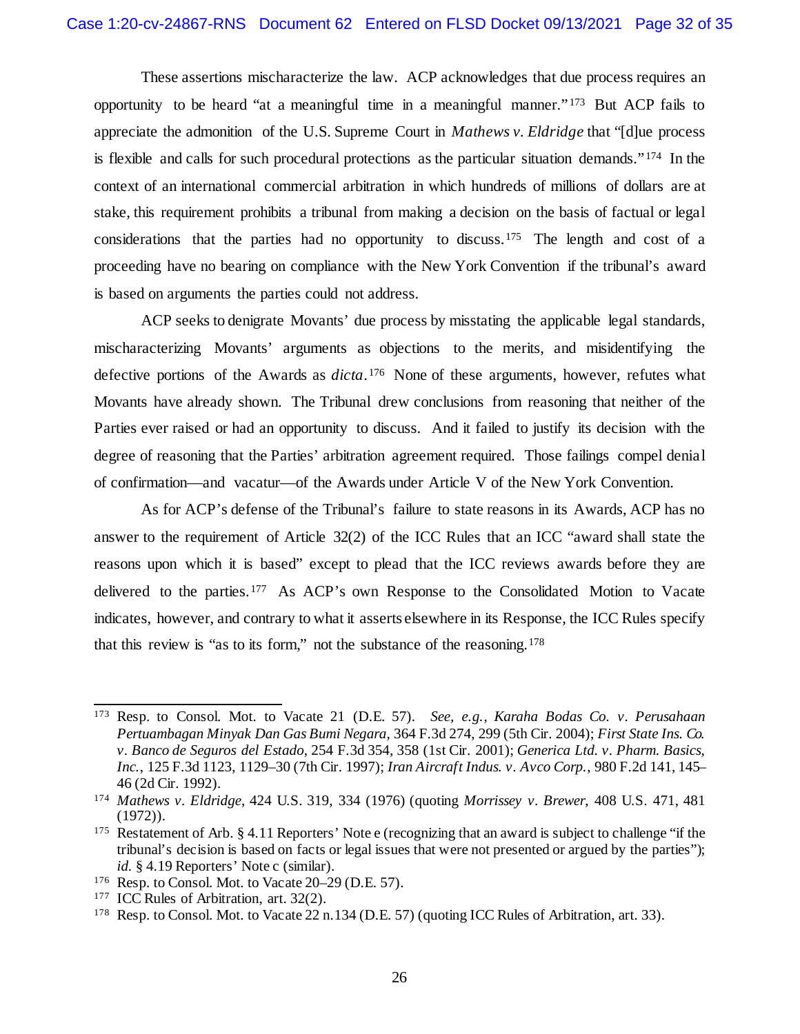These assertions mischaracterize the law. ACP acknowledges that due process requires an opportunity to be heard "at a meaningful time in a meaningful manner."[173] But ACP fails to appreciate the admonition of the U.S. Supreme Court in *Mathews v. Eldridge* that "[d]ue process is flexible and calls for such procedural protections as the particular situation demands."[174] In the context of an international commercial arbitration in which hundreds of millions of dollars are at stake, this requirement prohibits a tribunal from making a decision on the basis of factual or legal considerations that the parties had no opportunity to discuss.[175] The length and cost of a proceeding have no bearing on compliance with the New York Convention if the tribunal's award is based on arguments the parties could not address.

ACP seeks to denigrate Movants' due process by misstating the applicable legal standards, mischaracterizing Movants' arguments as objections to the merits, and misidentifying the defective portions of the Awards as *dicta*.[176] None of these arguments, however, refutes what Movants have already shown. The Tribunal drew conclusions from reasoning that neither of the Parties ever raised or had an opportunity to discuss. And it failed to justify its decision with the degree of reasoning that the Parties' arbitration agreement required. Those failings compel denial of confirmation—and vacatur—of the Awards under Article V of the New York Convention.

As for ACP's defense of the Tribunal's failure to state reasons in its Awards, ACP has no answer to the requirement of Article 32(2) of the ICC Rules that an ICC "award shall state the reasons upon which it is based" except to plead that the ICC reviews awards before they are delivered to the parties.[177] As ACP's own Response to the Consolidated Motion to Vacate indicates, however, and contrary to what it asserts elsewhere in its Response, the ICC Rules specify that this review is "as to its form," not the substance of the reasoning.[178]

---

[173] Resp. to Consol. Mot. to Vacate 21 (D.E. 57). *See, e.g.*, *Karaha Bodas Co. v. Perusahaan Pertuambagan Minyak Dan Gas Bumi Negara*, 364 F.3d 274, 299 (5th Cir. 2004); *First State Ins. Co. v. Banco de Seguros del Estado*, 254 F.3d 354, 358 (1st Cir. 2001); *Generica Ltd. v. Pharm. Basics, Inc.*, 125 F.3d 1123, 1129–30 (7th Cir. 1997); *Iran Aircraft Indus. v. Avco Corp.*, 980 F.2d 141, 145–46 (2d Cir. 1992).

[174] *Mathews v. Eldridge*, 424 U.S. 319, 334 (1976) (quoting *Morrissey v. Brewer*, 408 U.S. 471, 481 (1972)).

[175] Restatement of Arb. § 4.11 Reporters' Note e (recognizing that an award is subject to challenge "if the tribunal's decision is based on facts or legal issues that were not presented or argued by the parties"); *id.* § 4.19 Reporters' Note c (similar).

[176] Resp. to Consol. Mot. to Vacate 20–29 (D.E. 57).

[177] ICC Rules of Arbitration, art. 32(2).

[178] Resp. to Consol. Mot. to Vacate 22 n.134 (D.E. 57) (quoting ICC Rules of Arbitration, art. 33).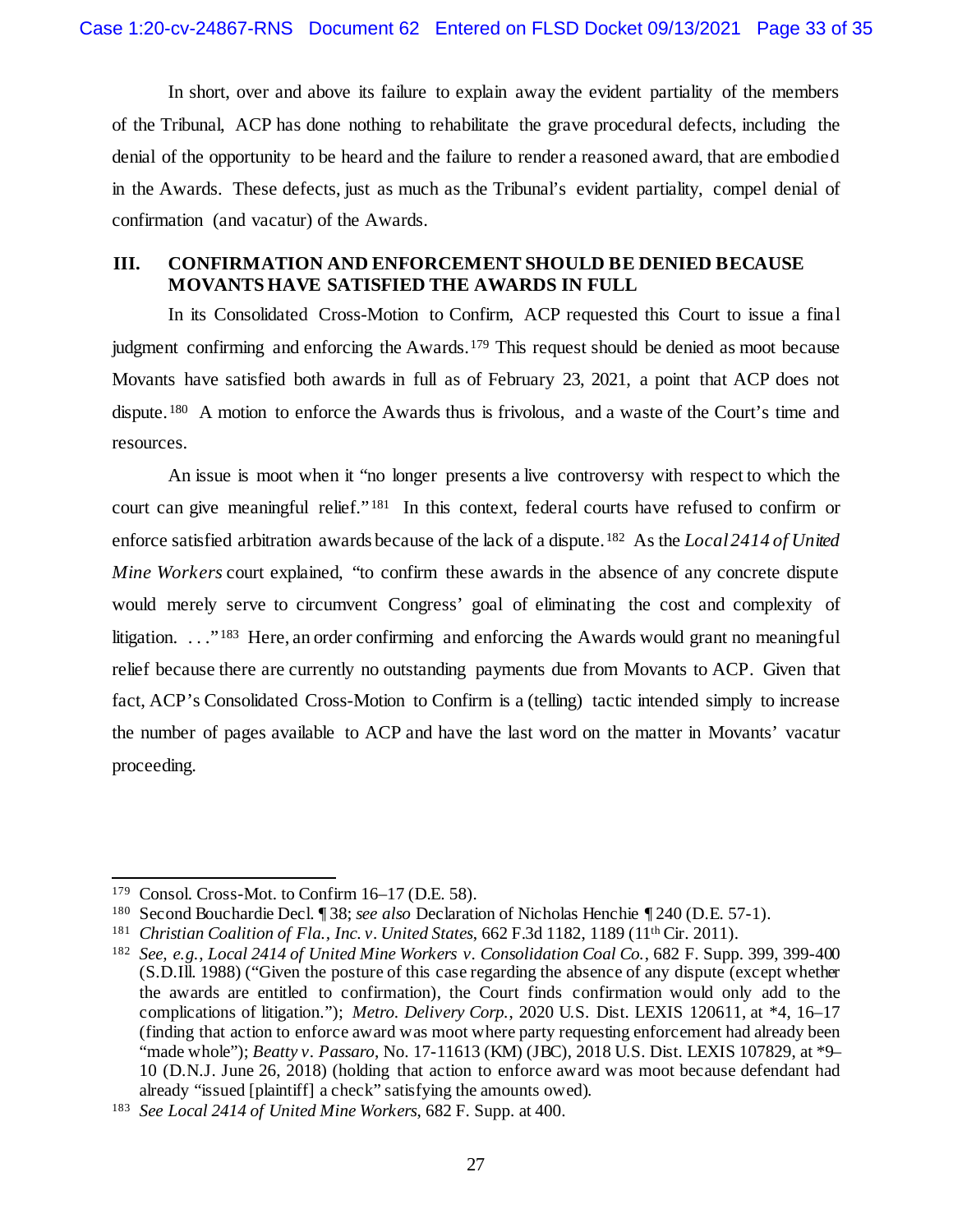In short, over and above its failure to explain away the evident partiality of the members of the Tribunal, ACP has done nothing to rehabilitate the grave procedural defects, including the denial of the opportunity to be heard and the failure to render a reasoned award, that are embodied in the Awards. These defects, just as much as the Tribunal's evident partiality, compel denial of confirmation (and vacatur) of the Awards.

## III. CONFIRMATION AND ENFORCEMENT SHOULD BE DENIED BECAUSE MOVANTS HAVE SATISFIED THE AWARDS IN FULL

In its Consolidated Cross-Motion to Confirm, ACP requested this Court to issue a final judgment confirming and enforcing the Awards.[179] This request should be denied as moot because Movants have satisfied both awards in full as of February 23, 2021, a point that ACP does not dispute.[180] A motion to enforce the Awards thus is frivolous, and a waste of the Court's time and resources.

An issue is moot when it "no longer presents a live controversy with respect to which the court can give meaningful relief."[181] In this context, federal courts have refused to confirm or enforce satisfied arbitration awards because of the lack of a dispute.[182] As the *Local 2414 of United Mine Workers* court explained, "to confirm these awards in the absence of any concrete dispute would merely serve to circumvent Congress' goal of eliminating the cost and complexity of litigation. . . ."[183] Here, an order confirming and enforcing the Awards would grant no meaningful relief because there are currently no outstanding payments due from Movants to ACP. Given that fact, ACP's Consolidated Cross-Motion to Confirm is a (telling) tactic intended simply to increase the number of pages available to ACP and have the last word on the matter in Movants' vacatur proceeding.

---

[179] Consol. Cross-Mot. to Confirm 16–17 (D.E. 58).

[180] Second Bouchardie Decl. ¶ 38; *see also* Declaration of Nicholas Henchie ¶ 240 (D.E. 57-1).

[181] *Christian Coalition of Fla., Inc. v. United States*, 662 F.3d 1182, 1189 (11th Cir. 2011).

[182] *See, e.g.*, *Local 2414 of United Mine Workers v. Consolidation Coal Co.*, 682 F. Supp. 399, 399-400 (S.D.Ill. 1988) ("Given the posture of this case regarding the absence of any dispute (except whether the awards are entitled to confirmation), the Court finds confirmation would only add to the complications of litigation."); *Metro. Delivery Corp.*, 2020 U.S. Dist. LEXIS 120611, at *4, 16–17 (finding that action to enforce award was moot where party requesting enforcement had already been "made whole"); *Beatty v. Passaro*, No. 17-11613 (KM) (JBC), 2018 U.S. Dist. LEXIS 107829, at *9–10 (D.N.J. June 26, 2018) (holding that action to enforce award was moot because defendant had already "issued [plaintiff] a check" satisfying the amounts owed).

[183] *See Local 2414 of United Mine Workers*, 682 F. Supp. at 400.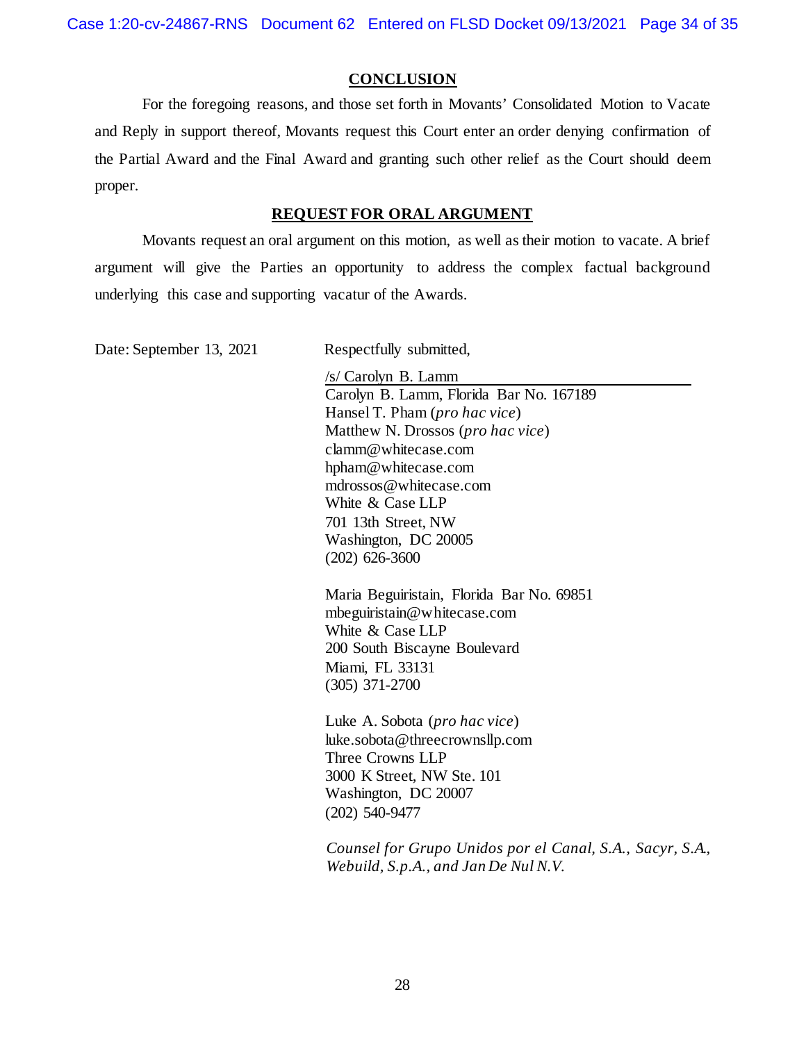## CONCLUSION

For the foregoing reasons, and those set forth in Movants' Consolidated Motion to Vacate and Reply in support thereof, Movants request this Court enter an order denying confirmation of the Partial Award and the Final Award and granting such other relief as the Court should deem proper.

## REQUEST FOR ORAL ARGUMENT

Movants request an oral argument on this motion, as well as their motion to vacate. A brief argument will give the Parties an opportunity to address the complex factual background underlying this case and supporting vacatur of the Awards.

Date: September 13, 2021

Respectfully submitted,

/s/ Carolyn B. Lamm
Carolyn B. Lamm, Florida Bar No. 167189
Hansel T. Pham (*pro hac vice*)
Matthew N. Drossos (*pro hac vice*)
clamm@whitecase.com
hpham@whitecase.com
mdrossos@whitecase.com
White & Case LLP
701 13th Street, NW
Washington, DC 20005
(202) 626-3600

Maria Beguiristain, Florida Bar No. 69851
mbeguiristain@whitecase.com
White & Case LLP
200 South Biscayne Boulevard
Miami, FL 33131
(305) 371-2700

Luke A. Sobota (*pro hac vice*)
luke.sobota@threecrownsllp.com
Three Crowns LLP
3000 K Street, NW Ste. 101
Washington, DC 20007
(202) 540-9477

*Counsel for Grupo Unidos por el Canal, S.A., Sacyr, S.A., Webuild, S.p.A., and Jan De Nul N.V.*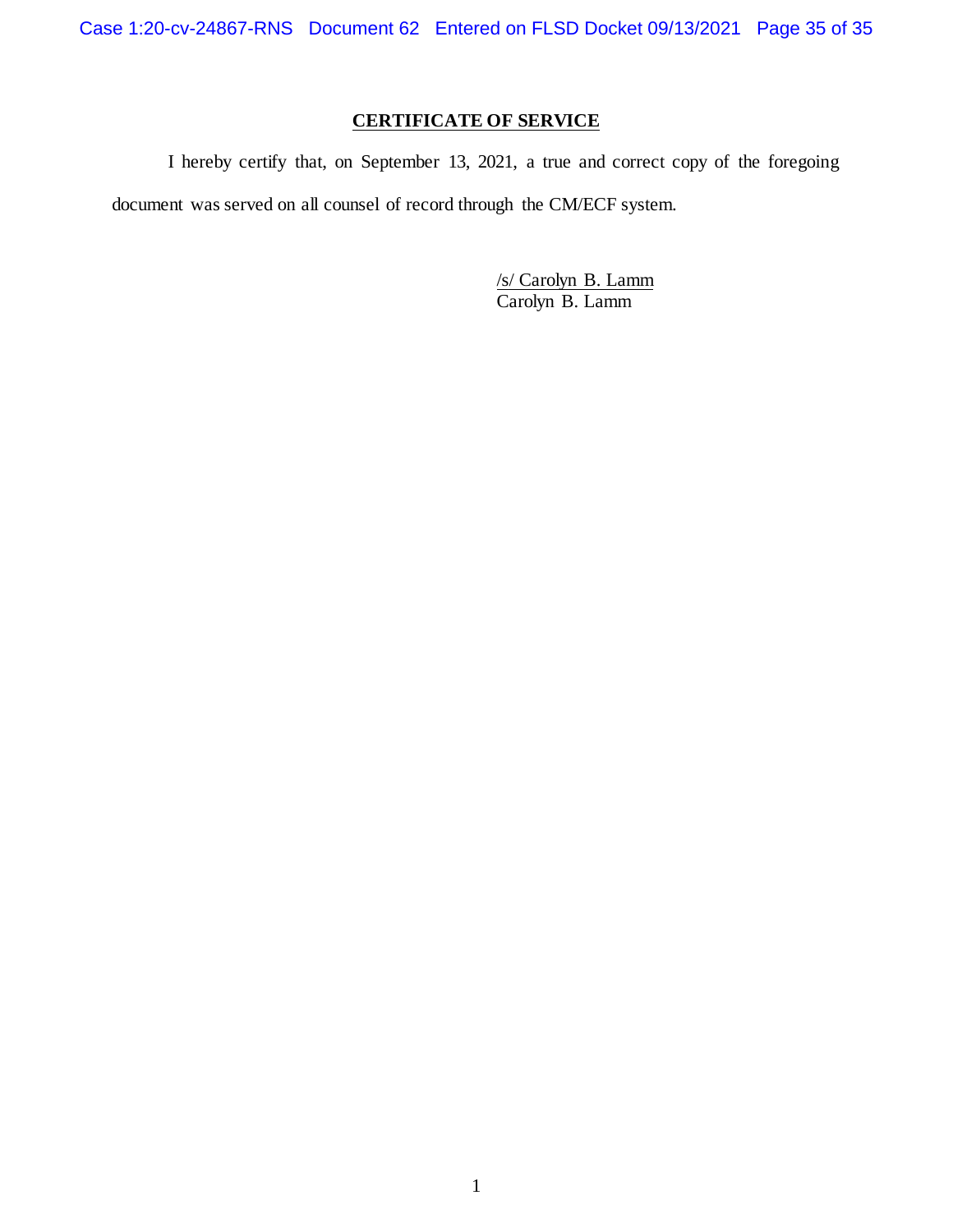## CERTIFICATE OF SERVICE

I hereby certify that, on September 13, 2021, a true and correct copy of the foregoing document was served on all counsel of record through the CM/ECF system.

/s/ Carolyn B. Lamm
Carolyn B. Lamm